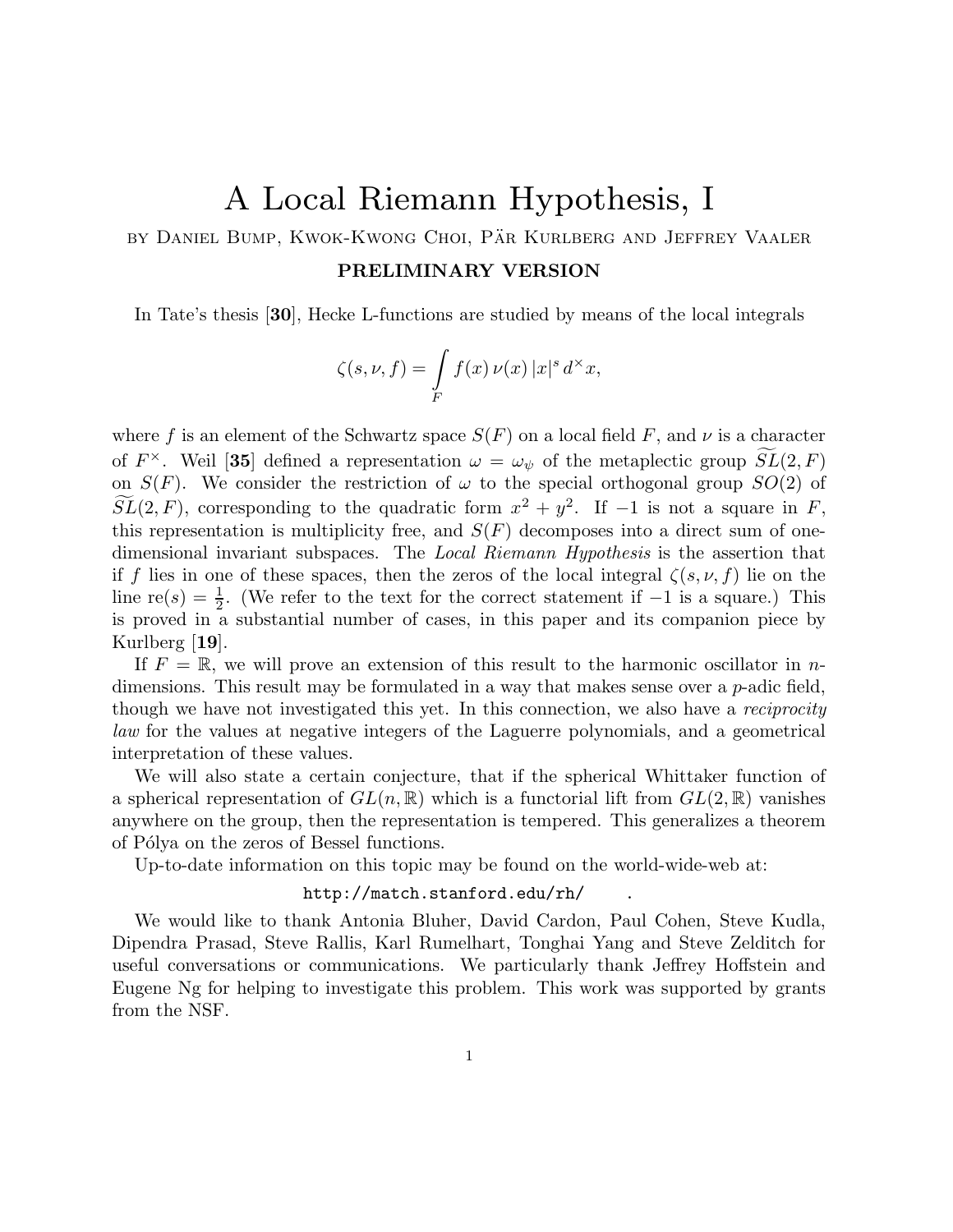# A Local Riemann Hypothesis, I

by Daniel Bump, Kwok-Kwong Choi, Pär Kurlberg and Jeffrey Vaaler

**PRELIMINARY VERSION**

In Tate's thesis [**30**], Hecke L-functions are studied by means of the local integrals

$$\zeta(s,\nu,f) = \int_F f(x)\,\nu(x)\,|x|^s\,d^\times x,$$

where $f$ is an element of the Schwartz space $S(F)$ on a local field $F$, and $\nu$ is a character of $F^\times$. Weil [**35**] defined a representation $\omega = \omega_\psi$ of the metaplectic group $\widetilde{SL}(2,F)$ on $S(F)$. We consider the restriction of $\omega$ to the special orthogonal group $SO(2)$ of $\widetilde{SL}(2,F)$, corresponding to the quadratic form $x^2+y^2$. If $-1$ is not a square in $F$, this representation is multiplicity free, and $S(F)$ decomposes into a direct sum of one-dimensional invariant subspaces. The *Local Riemann Hypothesis* is the assertion that if $f$ lies in one of these spaces, then the zeros of the local integral $\zeta(s,\nu,f)$ lie on the line $\mathrm{re}(s)=\frac{1}{2}$. (We refer to the text for the correct statement if $-1$ is a square.) This is proved in a substantial number of cases, in this paper and its companion piece by Kurlberg [**19**].

If $F=\mathbb{R}$, we will prove an extension of this result to the harmonic oscillator in $n$-dimensions. This result may be formulated in a way that makes sense over a $p$-adic field, though we have not investigated this yet. In this connection, we also have a *reciprocity law* for the values at negative integers of the Laguerre polynomials, and a geometrical interpretation of these values.

We will also state a certain conjecture, that if the spherical Whittaker function of a spherical representation of $GL(n,\mathbb{R})$ which is a functorial lift from $GL(2,\mathbb{R})$ vanishes anywhere on the group, then the representation is tempered. This generalizes a theorem of Pólya on the zeros of Bessel functions.

Up-to-date information on this topic may be found on the world-wide-web at:

```
http://match.stanford.edu/rh/     .
```

We would like to thank Antonia Bluher, David Cardon, Paul Cohen, Steve Kudla, Dipendra Prasad, Steve Rallis, Karl Rumelhart, Tonghai Yang and Steve Zelditch for useful conversations or communications. We particularly thank Jeffrey Hoffstein and Eugene Ng for helping to investigate this problem. This work was supported by grants from the NSF.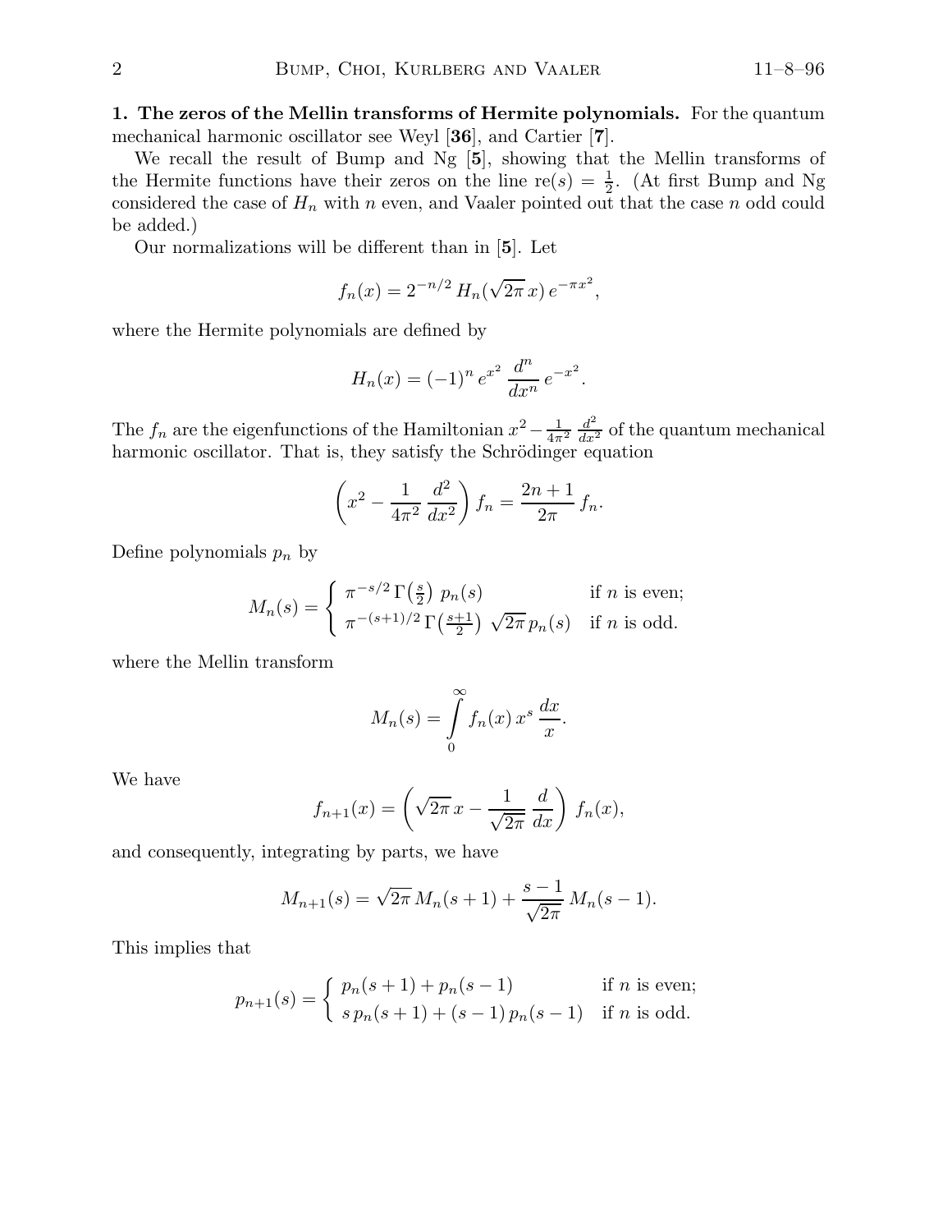**1. The zeros of the Mellin transforms of Hermite polynomials.** For the quantum mechanical harmonic oscillator see Weyl [**36**], and Cartier [**7**].

We recall the result of Bump and Ng [**5**], showing that the Mellin transforms of the Hermite functions have their zeros on the line $\mathrm{re}(s) = \frac{1}{2}$. (At first Bump and Ng considered the case of $H_n$ with $n$ even, and Vaaler pointed out that the case $n$ odd could be added.)

Our normalizations will be different than in [**5**]. Let

$$f_n(x) = 2^{-n/2}\, H_n(\sqrt{2\pi}\, x)\, e^{-\pi x^2},$$

where the Hermite polynomials are defined by

$$H_n(x) = (-1)^n\, e^{x^2}\, \frac{d^n}{dx^n}\, e^{-x^2}.$$

The $f_n$ are the eigenfunctions of the Hamiltonian $x^2 - \frac{1}{4\pi^2}\frac{d^2}{dx^2}$ of the quantum mechanical harmonic oscillator. That is, they satisfy the Schrödinger equation

$$\left(x^2 - \frac{1}{4\pi^2}\,\frac{d^2}{dx^2}\right) f_n = \frac{2n+1}{2\pi}\, f_n.$$

Define polynomials $p_n$ by

$$M_n(s) = \begin{cases} \pi^{-s/2}\,\Gamma\left(\frac{s}{2}\right)\, p_n(s) & \text{if } n \text{ is even;} \\ \pi^{-(s+1)/2}\,\Gamma\left(\frac{s+1}{2}\right)\, \sqrt{2\pi}\, p_n(s) & \text{if } n \text{ is odd.} \end{cases}$$

where the Mellin transform

$$M_n(s) = \int_0^\infty f_n(x)\, x^s\, \frac{dx}{x}.$$

We have

$$f_{n+1}(x) = \left(\sqrt{2\pi}\, x - \frac{1}{\sqrt{2\pi}}\,\frac{d}{dx}\right) f_n(x),$$

and consequently, integrating by parts, we have

$$M_{n+1}(s) = \sqrt{2\pi}\, M_n(s+1) + \frac{s-1}{\sqrt{2\pi}}\, M_n(s-1).$$

This implies that

$$p_{n+1}(s) = \begin{cases} p_n(s+1) + p_n(s-1) & \text{if } n \text{ is even;} \\ s\, p_n(s+1) + (s-1)\, p_n(s-1) & \text{if } n \text{ is odd.} \end{cases}$$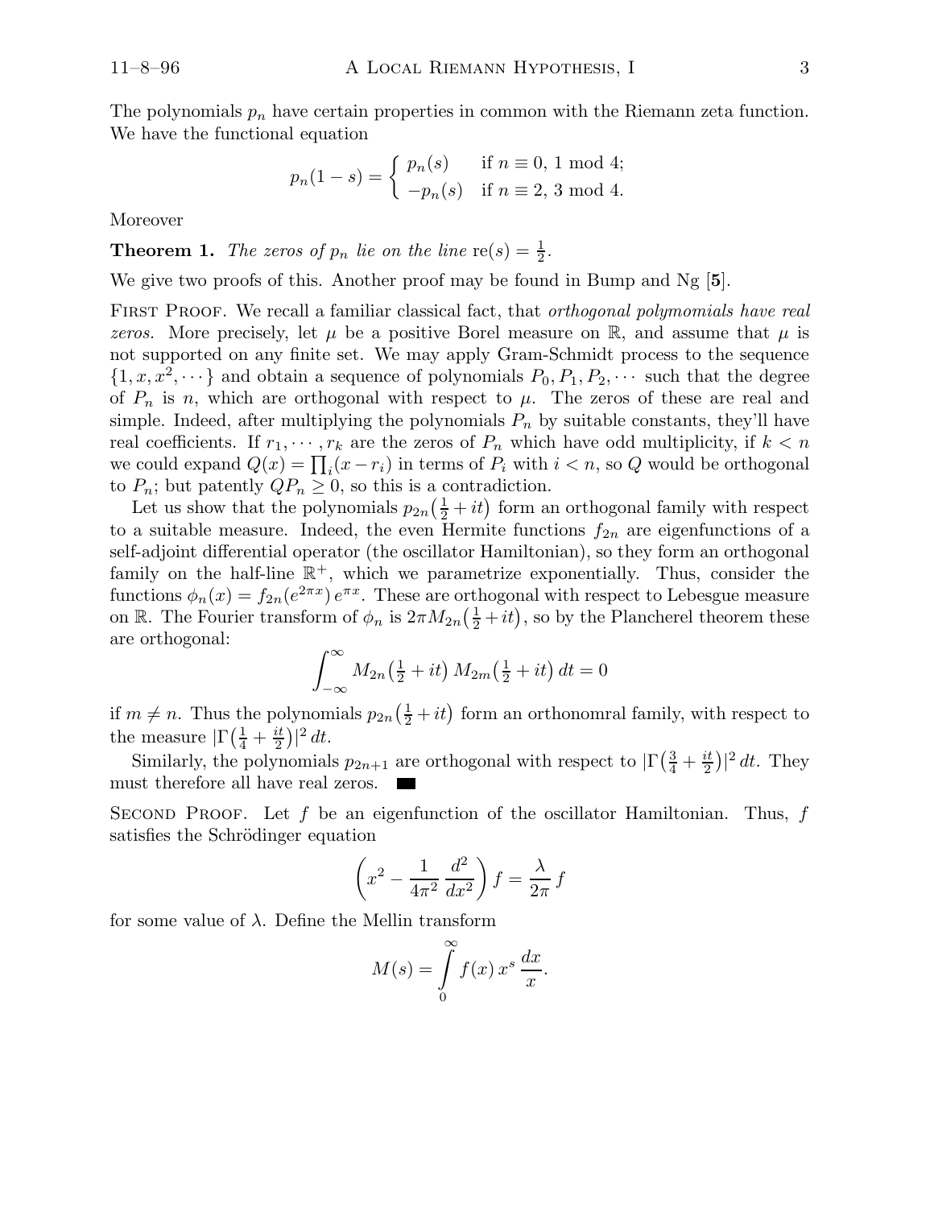The polynomials $p_n$ have certain properties in common with the Riemann zeta function. We have the functional equation

$$p_n(1-s) = \begin{cases} p_n(s) & \text{if } n \equiv 0,\ 1 \bmod 4; \\ -p_n(s) & \text{if } n \equiv 2,\ 3 \bmod 4. \end{cases}$$

Moreover

**Theorem 1.** *The zeros of $p_n$ lie on the line* $\mathrm{re}(s) = \frac{1}{2}$.

We give two proofs of this. Another proof may be found in Bump and Ng [**5**].

First Proof. We recall a familiar classical fact, that *orthogonal polymomials have real zeros.* More precisely, let $\mu$ be a positive Borel measure on $\mathbb{R}$, and assume that $\mu$ is not supported on any finite set. We may apply Gram-Schmidt process to the sequence $\{1, x, x^2, \cdots\}$ and obtain a sequence of polynomials $P_0, P_1, P_2, \cdots$ such that the degree of $P_n$ is $n$, which are orthogonal with respect to $\mu$. The zeros of these are real and simple. Indeed, after multiplying the polynomials $P_n$ by suitable constants, they'll have real coefficients. If $r_1, \cdots, r_k$ are the zeros of $P_n$ which have odd multiplicity, if $k < n$ we could expand $Q(x) = \prod_i (x - r_i)$ in terms of $P_i$ with $i < n$, so $Q$ would be orthogonal to $P_n$; but patently $QP_n \geq 0$, so this is a contradiction.

Let us show that the polynomials $p_{2n}\left(\frac{1}{2} + it\right)$ form an orthogonal family with respect to a suitable measure. Indeed, the even Hermite functions $f_{2n}$ are eigenfunctions of a self-adjoint differential operator (the oscillator Hamiltonian), so they form an orthogonal family on the half-line $\mathbb{R}^+$, which we parametrize exponentially. Thus, consider the functions $\phi_n(x) = f_{2n}(e^{2\pi x})\, e^{\pi x}$. These are orthogonal with respect to Lebesgue measure on $\mathbb{R}$. The Fourier transform of $\phi_n$ is $2\pi M_{2n}\left(\frac{1}{2} + it\right)$, so by the Plancherel theorem these are orthogonal:

$$\int_{-\infty}^{\infty} M_{2n}\left(\tfrac{1}{2} + it\right) M_{2m}\left(\tfrac{1}{2} + it\right) dt = 0$$

if $m \neq n$. Thus the polynomials $p_{2n}\left(\frac{1}{2} + it\right)$ form an orthonomral family, with respect to the measure $|\Gamma\left(\frac{1}{4} + \frac{it}{2}\right)|^2\, dt$.

Similarly, the polynomials $p_{2n+1}$ are orthogonal with respect to $|\Gamma\left(\frac{3}{4} + \frac{it}{2}\right)|^2\, dt$. They must therefore all have real zeros. ■

Second Proof. Let $f$ be an eigenfunction of the oscillator Hamiltonian. Thus, $f$ satisfies the Schrödinger equation

$$\left(x^2 - \frac{1}{4\pi^2} \frac{d^2}{dx^2}\right) f = \frac{\lambda}{2\pi} f$$

for some value of $\lambda$. Define the Mellin transform

$$M(s) = \int_0^\infty f(x)\, x^s\, \frac{dx}{x}.$$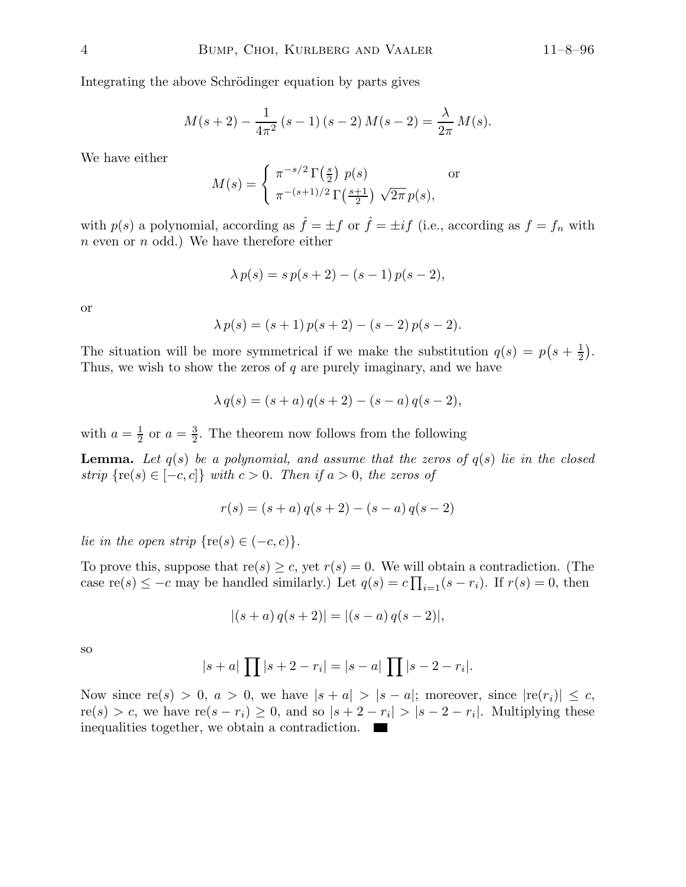Integrating the above Schrödinger equation by parts gives

$$M(s+2) - \frac{1}{4\pi^2}\,(s-1)\,(s-2)\,M(s-2) = \frac{\lambda}{2\pi}\,M(s).$$

We have either

$$M(s) = \begin{cases} \pi^{-s/2}\,\Gamma\big(\frac{s}{2}\big)\;p(s) & \text{or} \\ \pi^{-(s+1)/2}\,\Gamma\big(\frac{s+1}{2}\big)\;\sqrt{2\pi}\,p(s), & \end{cases}$$

with $p(s)$ a polynomial, according as $\hat{f} = \pm f$ or $\hat{f} = \pm if$ (i.e., according as $f = f_n$ with $n$ even or $n$ odd.) We have therefore either

$$\lambda\,p(s) = s\,p(s+2) - (s-1)\,p(s-2),$$

or

$$\lambda\,p(s) = (s+1)\,p(s+2) - (s-2)\,p(s-2).$$

The situation will be more symmetrical if we make the substitution $q(s) = p\big(s + \frac{1}{2}\big)$. Thus, we wish to show the zeros of $q$ are purely imaginary, and we have

$$\lambda\,q(s) = (s+a)\,q(s+2) - (s-a)\,q(s-2),$$

with $a = \frac{1}{2}$ or $a = \frac{3}{2}$. The theorem now follows from the following

**Lemma.** *Let $q(s)$ be a polynomial, and assume that the zeros of $q(s)$ lie in the closed strip $\{\mathrm{re}(s) \in [-c, c]\}$ with $c > 0$. Then if $a > 0$, the zeros of*

$$r(s) = (s+a)\,q(s+2) - (s-a)\,q(s-2)$$

*lie in the open strip $\{\mathrm{re}(s) \in (-c, c)\}$.*

To prove this, suppose that $\mathrm{re}(s) \geq c$, yet $r(s) = 0$. We will obtain a contradiction. (The case $\mathrm{re}(s) \leq -c$ may be handled similarly.) Let $q(s) = c\prod_{i=1}(s - r_i)$. If $r(s) = 0$, then

$$|(s+a)\,q(s+2)| = |(s-a)\,q(s-2)|,$$

so

$$|s+a|\,\prod|s+2-r_i| = |s-a|\,\prod|s-2-r_i|.$$

Now since $\mathrm{re}(s) > 0$, $a > 0$, we have $|s+a| > |s-a|$; moreover, since $|\mathrm{re}(r_i)| \leq c$, $\mathrm{re}(s) > c$, we have $\mathrm{re}(s - r_i) \geq 0$, and so $|s+2-r_i| > |s-2-r_i|$. Multiplying these inequalities together, we obtain a contradiction. ∎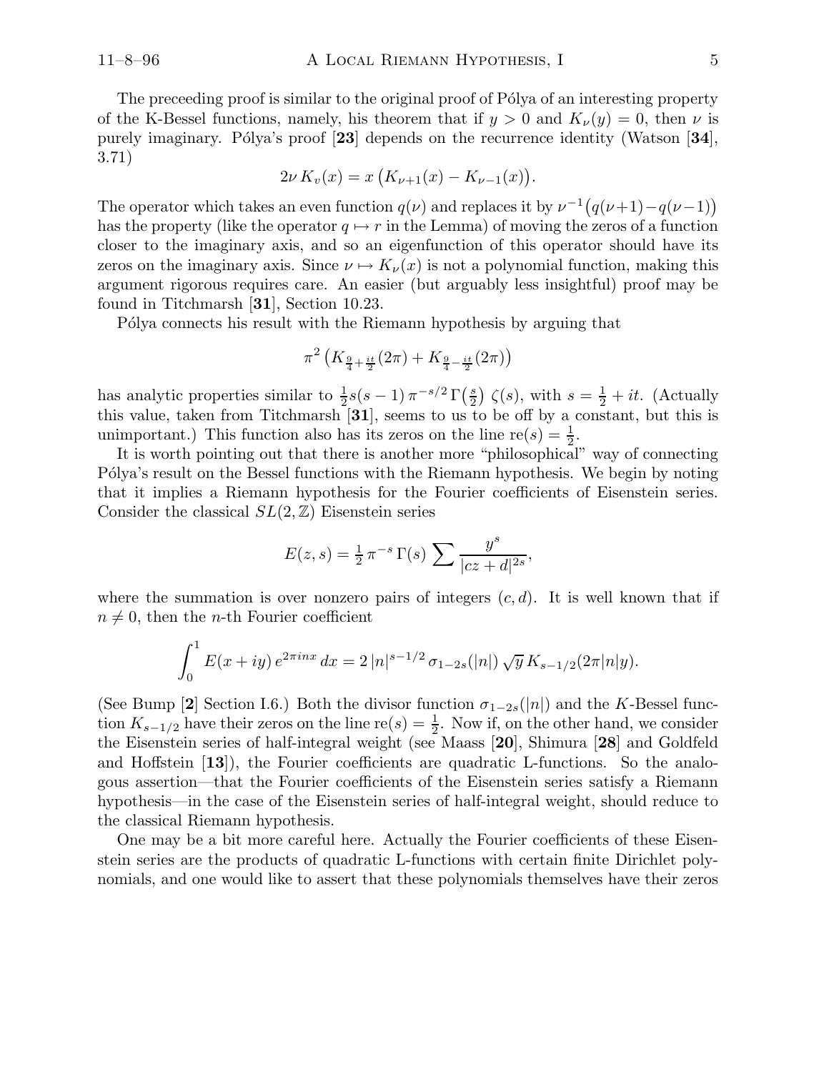The preceeding proof is similar to the original proof of Pólya of an interesting property of the K-Bessel functions, namely, his theorem that if $y > 0$ and $K_\nu(y) = 0$, then $\nu$ is purely imaginary. Pólya's proof [**23**] depends on the recurrence identity (Watson [**34**], 3.71)

$$2\nu\, K_v(x) = x\,\big(K_{\nu+1}(x) - K_{\nu-1}(x)\big).$$

The operator which takes an even function $q(\nu)$ and replaces it by $\nu^{-1}\big(q(\nu+1) - q(\nu-1)\big)$ has the property (like the operator $q \mapsto r$ in the Lemma) of moving the zeros of a function closer to the imaginary axis, and so an eigenfunction of this operator should have its zeros on the imaginary axis. Since $\nu \mapsto K_\nu(x)$ is not a polynomial function, making this argument rigorous requires care. An easier (but arguably less insightful) proof may be found in Titchmarsh [**31**], Section 10.23.

Pólya connects his result with the Riemann hypothesis by arguing that

$$\pi^2\left(K_{\frac{9}{4}+\frac{it}{2}}(2\pi) + K_{\frac{9}{4}-\frac{it}{2}}(2\pi)\right)$$

has analytic properties similar to $\frac{1}{2}s(s-1)\,\pi^{-s/2}\,\Gamma\!\left(\frac{s}{2}\right)\,\zeta(s)$, with $s = \frac{1}{2} + it$. (Actually this value, taken from Titchmarsh [**31**], seems to us to be off by a constant, but this is unimportant.) This function also has its zeros on the line $\mathrm{re}(s) = \frac{1}{2}$.

It is worth pointing out that there is another more "philosophical" way of connecting Pólya's result on the Bessel functions with the Riemann hypothesis. We begin by noting that it implies a Riemann hypothesis for the Fourier coefficients of Eisenstein series. Consider the classical $SL(2,\mathbb{Z})$ Eisenstein series

$$E(z,s) = \tfrac{1}{2}\,\pi^{-s}\,\Gamma(s)\sum \frac{y^s}{|cz+d|^{2s}},$$

where the summation is over nonzero pairs of integers $(c,d)$. It is well known that if $n \neq 0$, then the $n$-th Fourier coefficient

$$\int_0^1 E(x+iy)\,e^{2\pi i n x}\,dx = 2\,|n|^{s-1/2}\,\sigma_{1-2s}(|n|)\,\sqrt{y}\,K_{s-1/2}(2\pi|n|y).$$

(See Bump [**2**] Section I.6.) Both the divisor function $\sigma_{1-2s}(|n|)$ and the $K$-Bessel function $K_{s-1/2}$ have their zeros on the line $\mathrm{re}(s) = \frac{1}{2}$. Now if, on the other hand, we consider the Eisenstein series of half-integral weight (see Maass [**20**], Shimura [**28**] and Goldfeld and Hoffstein [**13**]), the Fourier coefficients are quadratic L-functions. So the analogous assertion—that the Fourier coefficients of the Eisenstein series satisfy a Riemann hypothesis—in the case of the Eisenstein series of half-integral weight, should reduce to the classical Riemann hypothesis.

One may be a bit more careful here. Actually the Fourier coefficients of these Eisenstein series are the products of quadratic L-functions with certain finite Dirichlet polynomials, and one would like to assert that these polynomials themselves have their zeros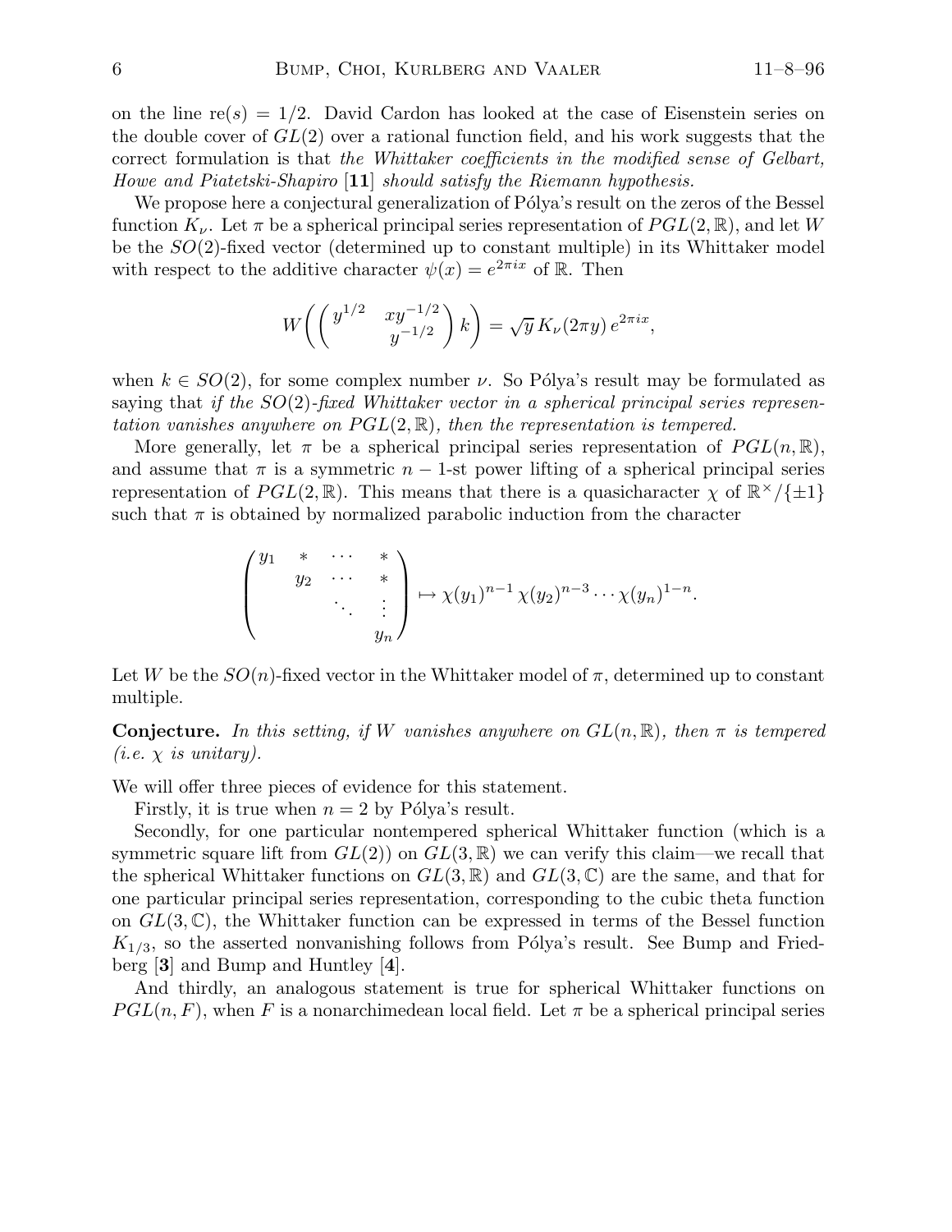on the line $\mathrm{re}(s) = 1/2$. David Cardon has looked at the case of Eisenstein series on the double cover of $GL(2)$ over a rational function field, and his work suggests that the correct formulation is that *the Whittaker coefficients in the modified sense of Gelbart, Howe and Piatetski-Shapiro* [**11**] *should satisfy the Riemann hypothesis.*

We propose here a conjectural generalization of Pólya's result on the zeros of the Bessel function $K_\nu$. Let $\pi$ be a spherical principal series representation of $PGL(2, \mathbb{R})$, and let $W$ be the $SO(2)$-fixed vector (determined up to constant multiple) in its Whittaker model with respect to the additive character $\psi(x) = e^{2\pi i x}$ of $\mathbb{R}$. Then

$$W\left(\begin{pmatrix} y^{1/2} & xy^{-1/2} \\ & y^{-1/2} \end{pmatrix} k\right) = \sqrt{y}\, K_\nu(2\pi y)\, e^{2\pi i x},$$

when $k \in SO(2)$, for some complex number $\nu$. So Pólya's result may be formulated as saying that *if the $SO(2)$-fixed Whittaker vector in a spherical principal series representation vanishes anywhere on $PGL(2, \mathbb{R})$, then the representation is tempered.*

More generally, let $\pi$ be a spherical principal series representation of $PGL(n, \mathbb{R})$, and assume that $\pi$ is a symmetric $n-1$-st power lifting of a spherical principal series representation of $PGL(2, \mathbb{R})$. This means that there is a quasicharacter $\chi$ of $\mathbb{R}^\times/\{\pm 1\}$ such that $\pi$ is obtained by normalized parabolic induction from the character

$$\begin{pmatrix} y_1 & * & \cdots & * \\ & y_2 & \cdots & * \\ & & \ddots & \vdots \\ & & & y_n \end{pmatrix} \mapsto \chi(y_1)^{n-1}\, \chi(y_2)^{n-3} \cdots \chi(y_n)^{1-n}.$$

Let $W$ be the $SO(n)$-fixed vector in the Whittaker model of $\pi$, determined up to constant multiple.

**Conjecture.** *In this setting, if $W$ vanishes anywhere on $GL(n, \mathbb{R})$, then $\pi$ is tempered (i.e. $\chi$ is unitary).*

We will offer three pieces of evidence for this statement.

Firstly, it is true when $n = 2$ by Pólya's result.

Secondly, for one particular nontempered spherical Whittaker function (which is a symmetric square lift from $GL(2)$) on $GL(3, \mathbb{R})$ we can verify this claim—we recall that the spherical Whittaker functions on $GL(3, \mathbb{R})$ and $GL(3, \mathbb{C})$ are the same, and that for one particular principal series representation, corresponding to the cubic theta function on $GL(3, \mathbb{C})$, the Whittaker function can be expressed in terms of the Bessel function $K_{1/3}$, so the asserted nonvanishing follows from Pólya's result. See Bump and Friedberg [**3**] and Bump and Huntley [**4**].

And thirdly, an analogous statement is true for spherical Whittaker functions on $PGL(n, F)$, when $F$ is a nonarchimedean local field. Let $\pi$ be a spherical principal series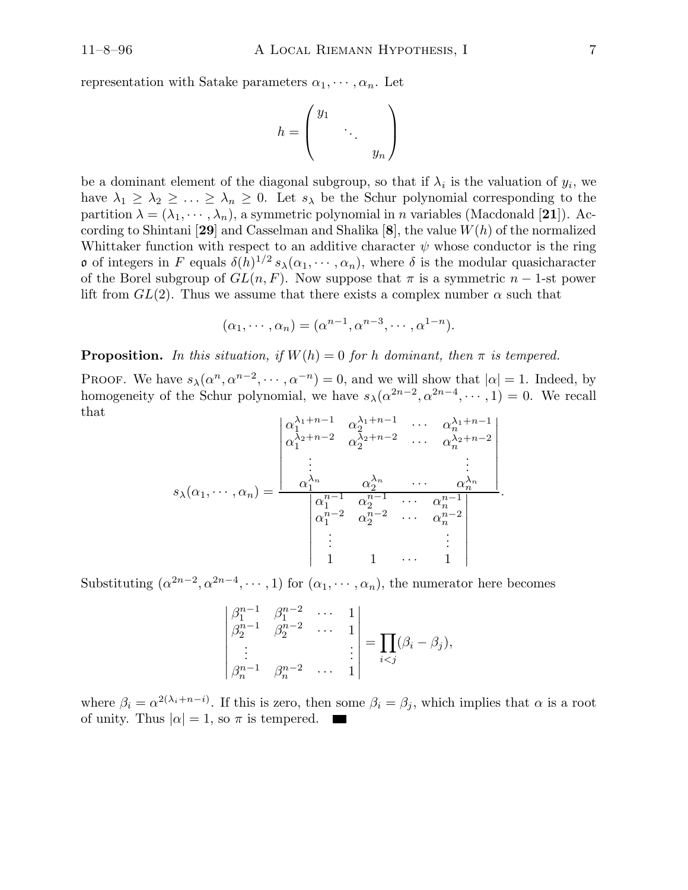representation with Satake parameters $\alpha_1, \cdots, \alpha_n$. Let

$$h = \begin{pmatrix} y_1 & & \\ & \ddots & \\ & & y_n \end{pmatrix}$$

be a dominant element of the diagonal subgroup, so that if $\lambda_i$ is the valuation of $y_i$, we have $\lambda_1 \geq \lambda_2 \geq \ldots \geq \lambda_n \geq 0$. Let $s_\lambda$ be the Schur polynomial corresponding to the partition $\lambda = (\lambda_1, \cdots, \lambda_n)$, a symmetric polynomial in $n$ variables (Macdonald [**21**]). According to Shintani [**29**] and Casselman and Shalika [**8**], the value $W(h)$ of the normalized Whittaker function with respect to an additive character $\psi$ whose conductor is the ring $\mathfrak{o}$ of integers in $F$ equals $\delta(h)^{1/2}\, s_\lambda(\alpha_1, \cdots, \alpha_n)$, where $\delta$ is the modular quasicharacter of the Borel subgroup of $GL(n, F)$. Now suppose that $\pi$ is a symmetric $n-1$-st power lift from $GL(2)$. Thus we assume that there exists a complex number $\alpha$ such that

$$(\alpha_1, \cdots, \alpha_n) = (\alpha^{n-1}, \alpha^{n-3}, \cdots, \alpha^{1-n}).$$

**Proposition.** *In this situation, if $W(h) = 0$ for $h$ dominant, then $\pi$ is tempered.*

Proof. We have $s_\lambda(\alpha^n, \alpha^{n-2}, \cdots, \alpha^{-n}) = 0$, and we will show that $|\alpha| = 1$. Indeed, by homogeneity of the Schur polynomial, we have $s_\lambda(\alpha^{2n-2}, \alpha^{2n-4}, \cdots, 1) = 0$. We recall that

$$s_\lambda(\alpha_1, \cdots, \alpha_n) = \frac{\begin{vmatrix} \alpha_1^{\lambda_1+n-1} & \alpha_2^{\lambda_1+n-1} & \cdots & \alpha_n^{\lambda_1+n-1} \\ \alpha_1^{\lambda_2+n-2} & \alpha_2^{\lambda_2+n-2} & \cdots & \alpha_n^{\lambda_2+n-2} \\ \vdots & & & \vdots \\ \alpha_1^{\lambda_n} & \alpha_2^{\lambda_n} & \cdots & \alpha_n^{\lambda_n} \end{vmatrix}}{\begin{vmatrix} \alpha_1^{n-1} & \alpha_2^{n-1} & \cdots & \alpha_n^{n-1} \\ \alpha_1^{n-2} & \alpha_2^{n-2} & \cdots & \alpha_n^{n-2} \\ \vdots & & & \vdots \\ 1 & 1 & \cdots & 1 \end{vmatrix}}.$$

Substituting $(\alpha^{2n-2}, \alpha^{2n-4}, \cdots, 1)$ for $(\alpha_1, \cdots, \alpha_n)$, the numerator here becomes

$$\begin{vmatrix} \beta_1^{n-1} & \beta_1^{n-2} & \cdots & 1 \\ \beta_2^{n-1} & \beta_2^{n-2} & \cdots & 1 \\ \vdots & & & \vdots \\ \beta_n^{n-1} & \beta_n^{n-2} & \cdots & 1 \end{vmatrix} = \prod_{i<j} (\beta_i - \beta_j),$$

where $\beta_i = \alpha^{2(\lambda_i+n-i)}$. If this is zero, then some $\beta_i = \beta_j$, which implies that $\alpha$ is a root of unity. Thus $|\alpha| = 1$, so $\pi$ is tempered. ∎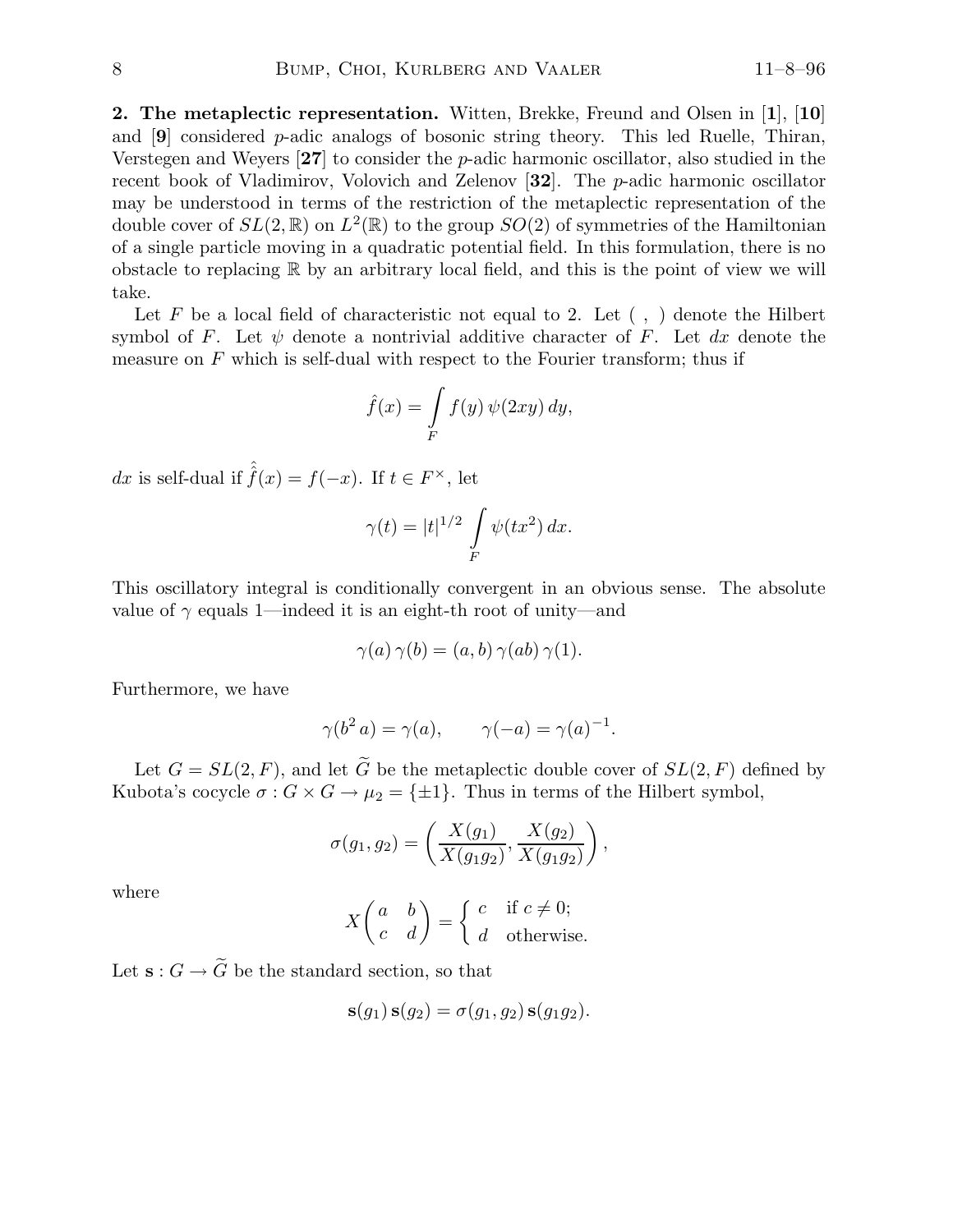**2. The metaplectic representation.** Witten, Brekke, Freund and Olsen in [**1**], [**10**] and [**9**] considered $p$-adic analogs of bosonic string theory. This led Ruelle, Thiran, Verstegen and Weyers [**27**] to consider the $p$-adic harmonic oscillator, also studied in the recent book of Vladimirov, Volovich and Zelenov [**32**]. The $p$-adic harmonic oscillator may be understood in terms of the restriction of the metaplectic representation of the double cover of $SL(2,\mathbb{R})$ on $L^2(\mathbb{R})$ to the group $SO(2)$ of symmetries of the Hamiltonian of a single particle moving in a quadratic potential field. In this formulation, there is no obstacle to replacing $\mathbb{R}$ by an arbitrary local field, and this is the point of view we will take.

Let $F$ be a local field of characteristic not equal to 2. Let $(\ ,\ )$ denote the Hilbert symbol of $F$. Let $\psi$ denote a nontrivial additive character of $F$. Let $dx$ denote the measure on $F$ which is self-dual with respect to the Fourier transform; thus if

$$\hat{f}(x) = \int_F f(y)\, \psi(2xy)\, dy,$$

$dx$ is self-dual if $\hat{\hat{f}}(x) = f(-x)$. If $t \in F^\times$, let

$$\gamma(t) = |t|^{1/2} \int_F \psi(tx^2)\, dx.$$

This oscillatory integral is conditionally convergent in an obvious sense. The absolute value of $\gamma$ equals 1—indeed it is an eight-th root of unity—and

$$\gamma(a)\, \gamma(b) = (a,b)\, \gamma(ab)\, \gamma(1).$$

Furthermore, we have

$$\gamma(b^2\, a) = \gamma(a), \qquad \gamma(-a) = \gamma(a)^{-1}.$$

Let $G = SL(2,F)$, and let $\widetilde{G}$ be the metaplectic double cover of $SL(2,F)$ defined by Kubota's cocycle $\sigma : G \times G \to \mu_2 = \{\pm 1\}$. Thus in terms of the Hilbert symbol,

$$\sigma(g_1, g_2) = \left( \frac{X(g_1)}{X(g_1 g_2)}, \frac{X(g_2)}{X(g_1 g_2)} \right),$$

where

$$X\begin{pmatrix} a & b \\ c & d \end{pmatrix} = \begin{cases} c & \text{if } c \neq 0; \\ d & \text{otherwise.} \end{cases}$$

Let $\mathbf{s} : G \to \widetilde{G}$ be the standard section, so that

$$\mathbf{s}(g_1)\, \mathbf{s}(g_2) = \sigma(g_1, g_2)\, \mathbf{s}(g_1 g_2).$$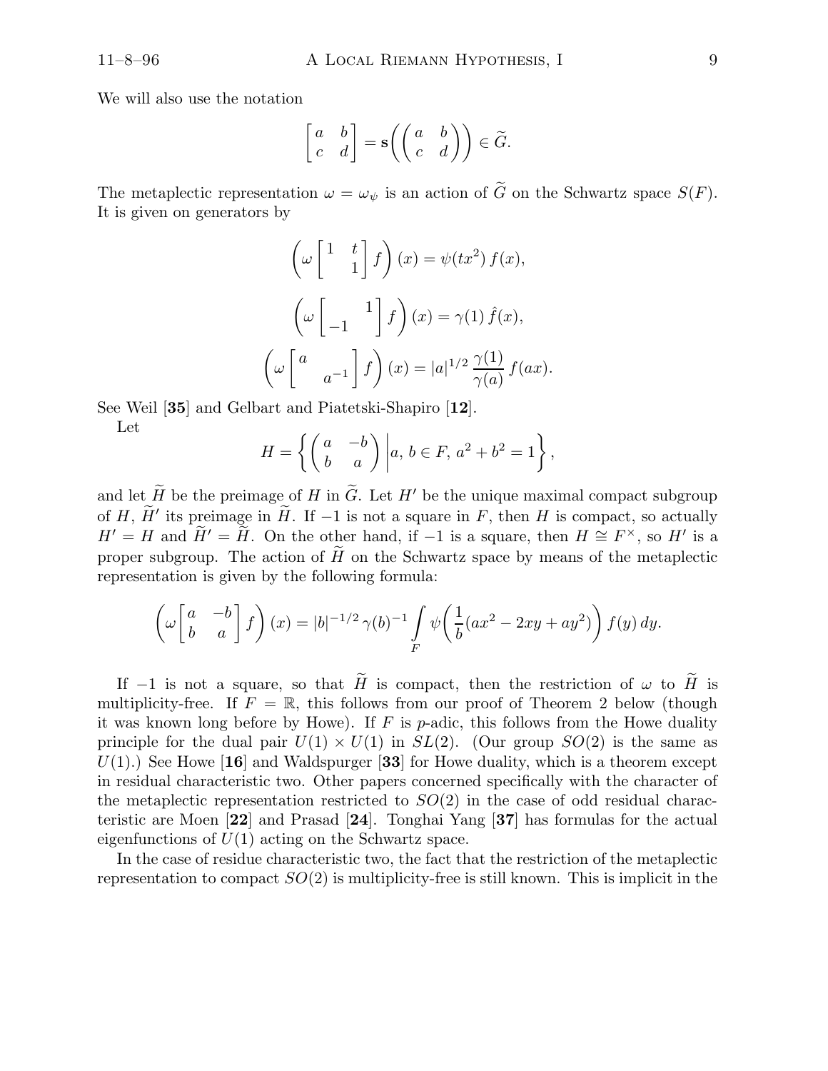We will also use the notation

$$\begin{bmatrix} a & b \\ c & d \end{bmatrix} = \mathbf{s}\left(\begin{pmatrix} a & b \\ c & d \end{pmatrix}\right) \in \widetilde{G}.$$

The metaplectic representation $\omega = \omega_\psi$ is an action of $\widetilde{G}$ on the Schwartz space $S(F)$. It is given on generators by

$$\left(\omega \begin{bmatrix} 1 & t \\ & 1 \end{bmatrix} f\right)(x) = \psi(tx^2)\, f(x),$$

$$\left(\omega \begin{bmatrix} & 1 \\ -1 & \end{bmatrix} f\right)(x) = \gamma(1)\, \hat{f}(x),$$

$$\left(\omega \begin{bmatrix} a & \\ & a^{-1} \end{bmatrix} f\right)(x) = |a|^{1/2}\, \frac{\gamma(1)}{\gamma(a)}\, f(ax).$$

See Weil [**35**] and Gelbart and Piatetski-Shapiro [**12**].

Let

$$H = \left\{ \begin{pmatrix} a & -b \\ b & a \end{pmatrix} \,\middle|\, a,\, b \in F,\, a^2 + b^2 = 1 \right\},$$

and let $\widetilde{H}$ be the preimage of $H$ in $\widetilde{G}$. Let $H'$ be the unique maximal compact subgroup of $H$, $\widetilde{H}'$ its preimage in $\widetilde{H}$. If $-1$ is not a square in $F$, then $H$ is compact, so actually $H' = H$ and $\widetilde{H}' = \widetilde{H}$. On the other hand, if $-1$ is a square, then $H \cong F^\times$, so $H'$ is a proper subgroup. The action of $\widetilde{H}$ on the Schwartz space by means of the metaplectic representation is given by the following formula:

$$\left(\omega \begin{bmatrix} a & -b \\ b & a \end{bmatrix} f\right)(x) = |b|^{-1/2}\, \gamma(b)^{-1} \int\limits_F \psi\left(\frac{1}{b}(ax^2 - 2xy + ay^2)\right) f(y)\, dy.$$

If $-1$ is not a square, so that $\widetilde{H}$ is compact, then the restriction of $\omega$ to $\widetilde{H}$ is multiplicity-free. If $F = \mathbb{R}$, this follows from our proof of Theorem 2 below (though it was known long before by Howe). If $F$ is $p$-adic, this follows from the Howe duality principle for the dual pair $U(1) \times U(1)$ in $SL(2)$. (Our group $SO(2)$ is the same as $U(1)$.) See Howe [**16**] and Waldspurger [**33**] for Howe duality, which is a theorem except in residual characteristic two. Other papers concerned specifically with the character of the metaplectic representation restricted to $SO(2)$ in the case of odd residual characteristic are Moen [**22**] and Prasad [**24**]. Tonghai Yang [**37**] has formulas for the actual eigenfunctions of $U(1)$ acting on the Schwartz space.

In the case of residue characteristic two, the fact that the restriction of the metaplectic representation to compact $SO(2)$ is multiplicity-free is still known. This is implicit in the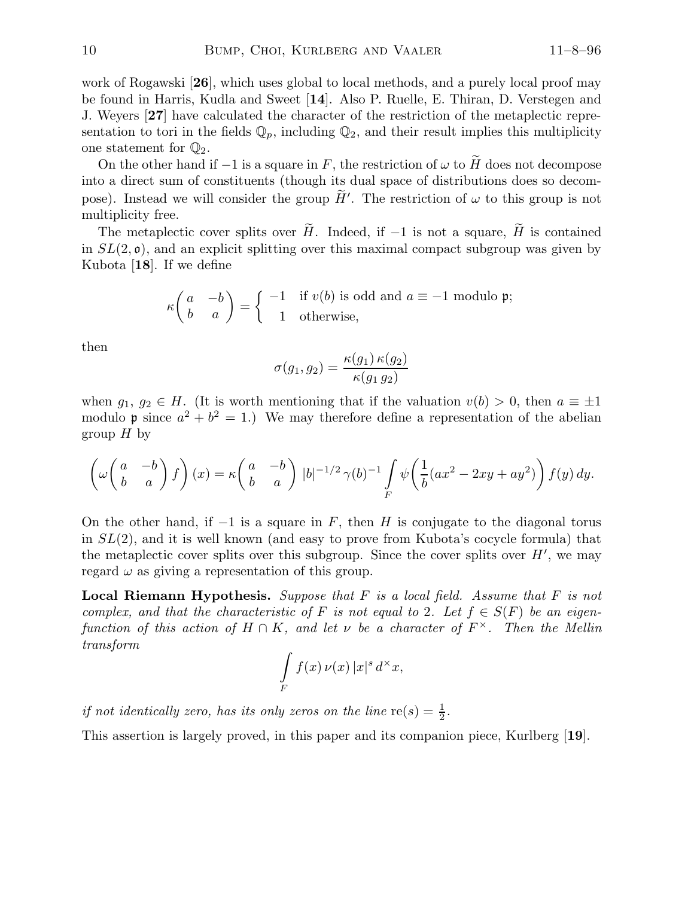work of Rogawski [**26**], which uses global to local methods, and a purely local proof may be found in Harris, Kudla and Sweet [**14**]. Also P. Ruelle, E. Thiran, D. Verstegen and J. Weyers [**27**] have calculated the character of the restriction of the metaplectic representation to tori in the fields $\mathbb{Q}_p$, including $\mathbb{Q}_2$, and their result implies this multiplicity one statement for $\mathbb{Q}_2$.

On the other hand if $-1$ is a square in $F$, the restriction of $\omega$ to $\widetilde{H}$ does not decompose into a direct sum of constituents (though its dual space of distributions does so decompose). Instead we will consider the group $\widetilde{H}'$. The restriction of $\omega$ to this group is not multiplicity free.

The metaplectic cover splits over $\widetilde{H}$. Indeed, if $-1$ is not a square, $\widetilde{H}$ is contained in $SL(2,\mathfrak{o})$, and an explicit splitting over this maximal compact subgroup was given by Kubota [**18**]. If we define

$$\kappa\begin{pmatrix} a & -b \\ b & a \end{pmatrix} = \begin{cases} -1 & \text{if } v(b) \text{ is odd and } a \equiv -1 \text{ modulo } \mathfrak{p}; \\ \ \ 1 & \text{otherwise,} \end{cases}$$

then

$$\sigma(g_1, g_2) = \frac{\kappa(g_1)\,\kappa(g_2)}{\kappa(g_1\,g_2)}$$

when $g_1,\ g_2 \in H$. (It is worth mentioning that if the valuation $v(b) > 0$, then $a \equiv \pm 1$ modulo $\mathfrak{p}$ since $a^2 + b^2 = 1$.) We may therefore define a representation of the abelian group $H$ by

$$\left(\omega\begin{pmatrix} a & -b \\ b & a \end{pmatrix} f\right)(x) = \kappa\begin{pmatrix} a & -b \\ b & a \end{pmatrix} |b|^{-1/2}\,\gamma(b)^{-1} \int\limits_F \psi\left(\frac{1}{b}(ax^2 - 2xy + ay^2)\right) f(y)\,dy.$$

On the other hand, if $-1$ is a square in $F$, then $H$ is conjugate to the diagonal torus in $SL(2)$, and it is well known (and easy to prove from Kubota's cocycle formula) that the metaplectic cover splits over this subgroup. Since the cover splits over $H'$, we may regard $\omega$ as giving a representation of this group.

**Local Riemann Hypothesis.** *Suppose that $F$ is a local field. Assume that $F$ is not complex, and that the characteristic of $F$ is not equal to 2. Let $f \in S(F)$ be an eigenfunction of this action of $H \cap K$, and let $\nu$ be a character of $F^\times$. Then the Mellin transform*

$$\int\limits_F f(x)\,\nu(x)\,|x|^s\,d^\times x,$$

*if not identically zero, has its only zeros on the line $\operatorname{re}(s) = \frac{1}{2}$.*

This assertion is largely proved, in this paper and its companion piece, Kurlberg [**19**].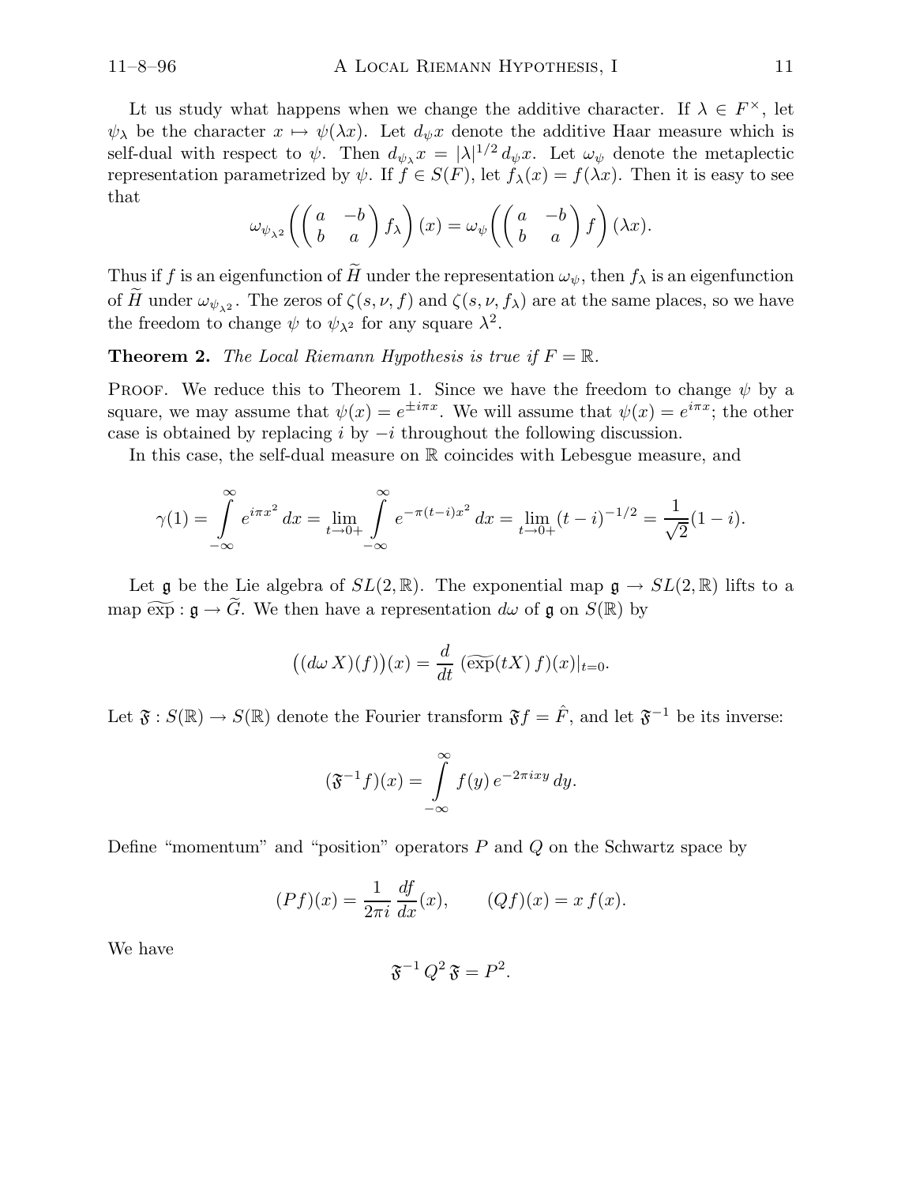Lt us study what happens when we change the additive character. If $\lambda \in F^\times$, let $\psi_\lambda$ be the character $x \mapsto \psi(\lambda x)$. Let $d_\psi x$ denote the additive Haar measure which is self-dual with respect to $\psi$. Then $d_{\psi_\lambda} x = |\lambda|^{1/2} \, d_\psi x$. Let $\omega_\psi$ denote the metaplectic representation parametrized by $\psi$. If $f \in S(F)$, let $f_\lambda(x) = f(\lambda x)$. Then it is easy to see that

$$\omega_{\psi_{\lambda^2}} \left( \begin{pmatrix} a & -b \\ b & a \end{pmatrix} f_\lambda \right)(x) = \omega_\psi \left( \begin{pmatrix} a & -b \\ b & a \end{pmatrix} f \right)(\lambda x).$$

Thus if $f$ is an eigenfunction of $\widetilde{H}$ under the representation $\omega_\psi$, then $f_\lambda$ is an eigenfunction of $\widetilde{H}$ under $\omega_{\psi_{\lambda^2}}$. The zeros of $\zeta(s, \nu, f)$ and $\zeta(s, \nu, f_\lambda)$ are at the same places, so we have the freedom to change $\psi$ to $\psi_{\lambda^2}$ for any square $\lambda^2$.

**Theorem 2.** *The Local Riemann Hypothesis is true if $F = \mathbb{R}$.*

Proof. We reduce this to Theorem 1. Since we have the freedom to change $\psi$ by a square, we may assume that $\psi(x) = e^{\pm i\pi x}$. We will assume that $\psi(x) = e^{i\pi x}$; the other case is obtained by replacing $i$ by $-i$ throughout the following discussion.

In this case, the self-dual measure on $\mathbb{R}$ coincides with Lebesgue measure, and

$$\gamma(1) = \int_{-\infty}^{\infty} e^{i\pi x^2} \, dx = \lim_{t \to 0+} \int_{-\infty}^{\infty} e^{-\pi(t-i)x^2} \, dx = \lim_{t \to 0+} (t-i)^{-1/2} = \frac{1}{\sqrt{2}}(1-i).$$

Let $\mathfrak{g}$ be the Lie algebra of $SL(2,\mathbb{R})$. The exponential map $\mathfrak{g} \to SL(2,\mathbb{R})$ lifts to a map $\widetilde{\exp} : \mathfrak{g} \to \widetilde{G}$. We then have a representation $d\omega$ of $\mathfrak{g}$ on $S(\mathbb{R})$ by

$$\big((d\omega \, X)(f)\big)(x) = \frac{d}{dt} \, (\widetilde{\exp}(tX) \, f)(x)|_{t=0}.$$

Let $\mathfrak{F} : S(\mathbb{R}) \to S(\mathbb{R})$ denote the Fourier transform $\mathfrak{F} f = \hat{F}$, and let $\mathfrak{F}^{-1}$ be its inverse:

$$(\mathfrak{F}^{-1} f)(x) = \int_{-\infty}^{\infty} f(y) \, e^{-2\pi i x y} \, dy.$$

Define "momentum" and "position" operators $P$ and $Q$ on the Schwartz space by

$$(Pf)(x) = \frac{1}{2\pi i} \frac{df}{dx}(x), \qquad (Qf)(x) = x \, f(x).$$

We have

$$\mathfrak{F}^{-1} \, Q^2 \, \mathfrak{F} = P^2.$$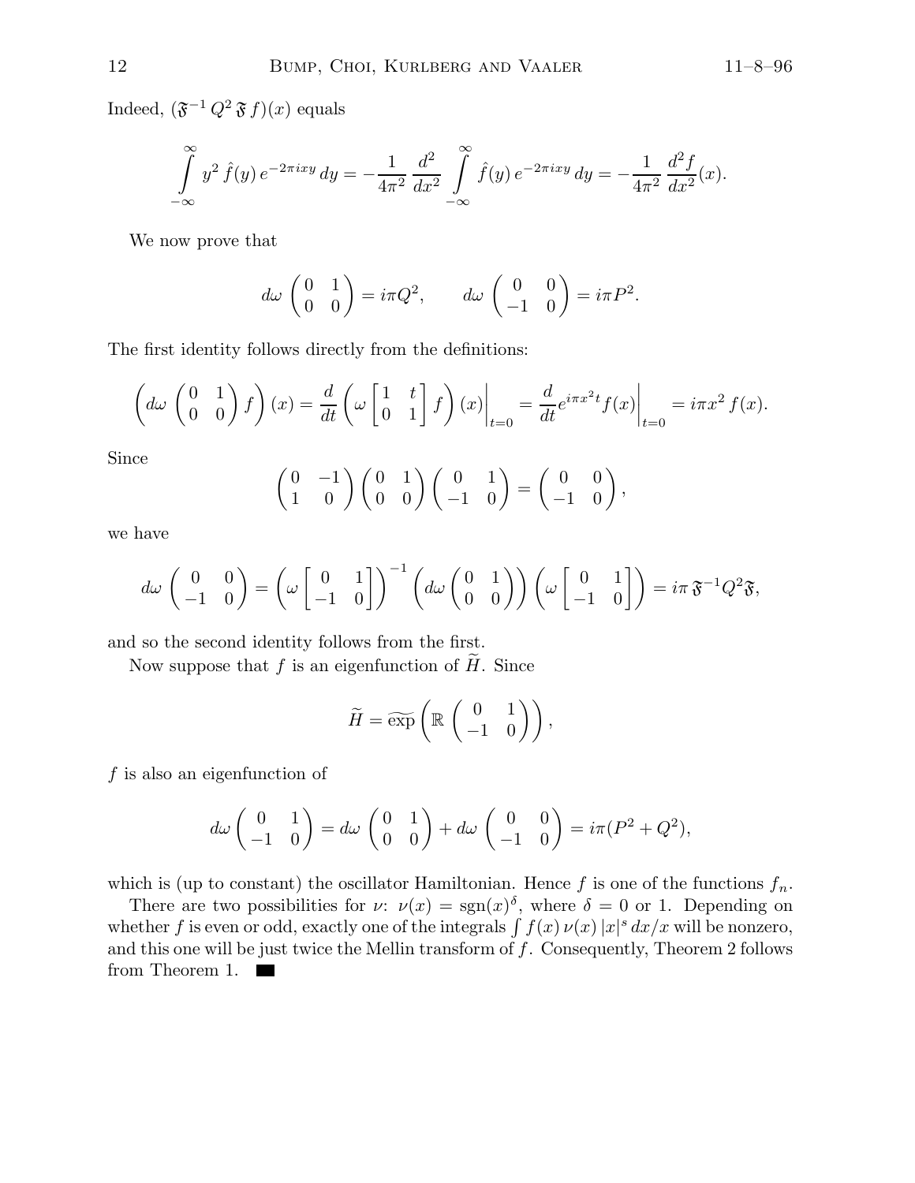Indeed, $(\mathfrak{F}^{-1} Q^2 \mathfrak{F} f)(x)$ equals

$$\int_{-\infty}^{\infty} y^2 \hat{f}(y) e^{-2\pi i x y} \, dy = -\frac{1}{4\pi^2} \frac{d^2}{dx^2} \int_{-\infty}^{\infty} \hat{f}(y) e^{-2\pi i x y} \, dy = -\frac{1}{4\pi^2} \frac{d^2 f}{dx^2}(x).$$

We now prove that

$$d\omega \begin{pmatrix} 0 & 1 \\ 0 & 0 \end{pmatrix} = i\pi Q^2, \qquad d\omega \begin{pmatrix} 0 & 0 \\ -1 & 0 \end{pmatrix} = i\pi P^2.$$

The first identity follows directly from the definitions:

$$\left( d\omega \begin{pmatrix} 0 & 1 \\ 0 & 0 \end{pmatrix} f \right)(x) = \frac{d}{dt} \left( \omega \begin{bmatrix} 1 & t \\ 0 & 1 \end{bmatrix} f \right)(x) \bigg|_{t=0} = \frac{d}{dt} e^{i\pi x^2 t} f(x) \bigg|_{t=0} = i\pi x^2 f(x).$$

Since

$$\begin{pmatrix} 0 & -1 \\ 1 & 0 \end{pmatrix} \begin{pmatrix} 0 & 1 \\ 0 & 0 \end{pmatrix} \begin{pmatrix} 0 & 1 \\ -1 & 0 \end{pmatrix} = \begin{pmatrix} 0 & 0 \\ -1 & 0 \end{pmatrix},$$

we have

$$d\omega \begin{pmatrix} 0 & 0 \\ -1 & 0 \end{pmatrix} = \left( \omega \begin{bmatrix} 0 & 1 \\ -1 & 0 \end{bmatrix} \right)^{-1} \left( d\omega \begin{pmatrix} 0 & 1 \\ 0 & 0 \end{pmatrix} \right) \left( \omega \begin{bmatrix} 0 & 1 \\ -1 & 0 \end{bmatrix} \right) = i\pi \, \mathfrak{F}^{-1} Q^2 \mathfrak{F},$$

and so the second identity follows from the first.

Now suppose that $f$ is an eigenfunction of $\widetilde{H}$. Since

$$\widetilde{H} = \widetilde{\exp} \left( \mathbb{R} \begin{pmatrix} 0 & 1 \\ -1 & 0 \end{pmatrix} \right),$$

$f$ is also an eigenfunction of

$$d\omega \begin{pmatrix} 0 & 1 \\ -1 & 0 \end{pmatrix} = d\omega \begin{pmatrix} 0 & 1 \\ 0 & 0 \end{pmatrix} + d\omega \begin{pmatrix} 0 & 0 \\ -1 & 0 \end{pmatrix} = i\pi(P^2 + Q^2),$$

which is (up to constant) the oscillator Hamiltonian. Hence $f$ is one of the functions $f_n$.

There are two possibilities for $\nu$: $\nu(x) = \operatorname{sgn}(x)^\delta$, where $\delta = 0$ or 1. Depending on whether $f$ is even or odd, exactly one of the integrals $\int f(x) \, \nu(x) \, |x|^s \, dx/x$ will be nonzero, and this one will be just twice the Mellin transform of $f$. Consequently, Theorem 2 follows from Theorem 1. ∎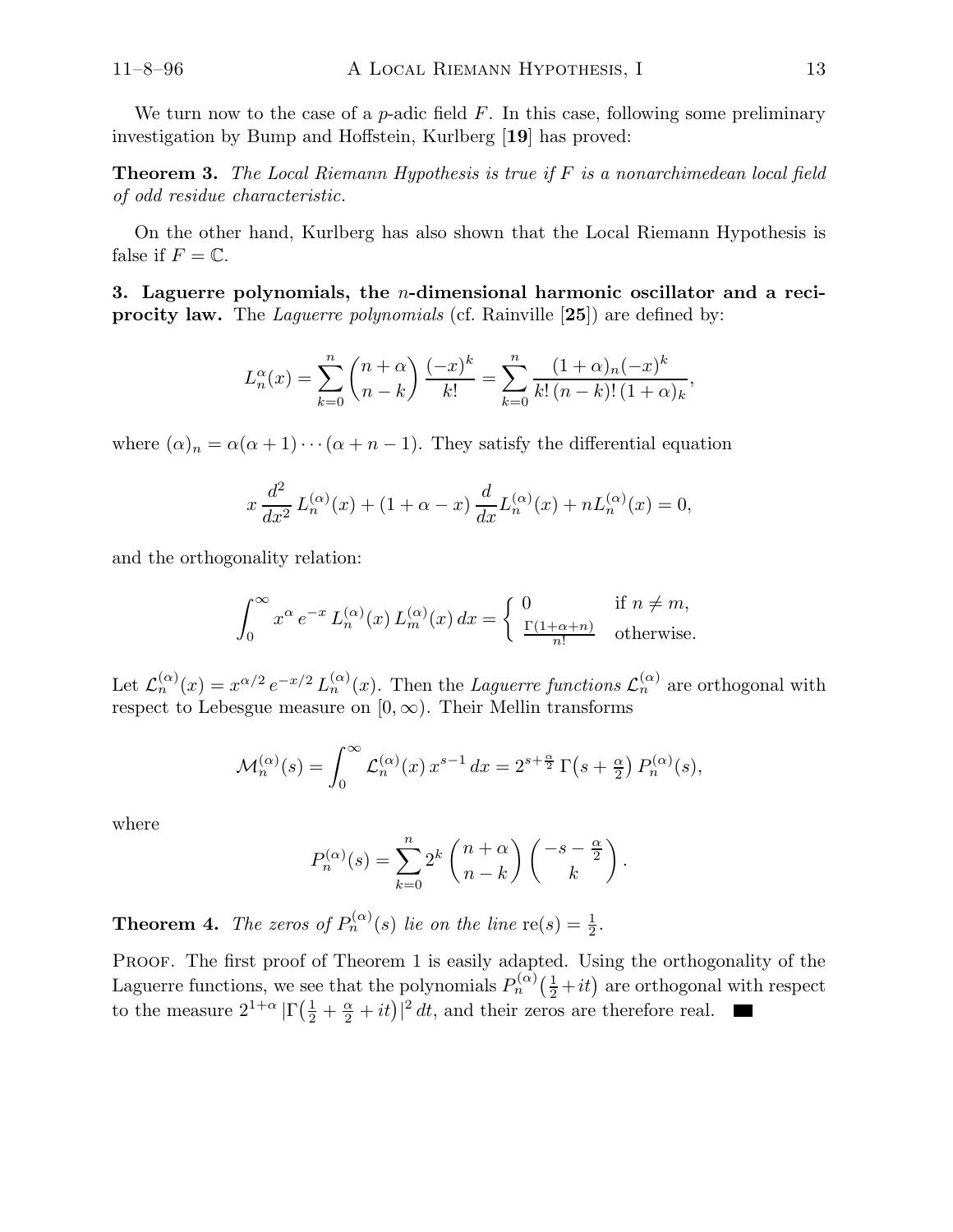We turn now to the case of a $p$-adic field $F$. In this case, following some preliminary investigation by Bump and Hoffstein, Kurlberg [**19**] has proved:

**Theorem 3.** *The Local Riemann Hypothesis is true if $F$ is a nonarchimedean local field of odd residue characteristic.*

On the other hand, Kurlberg has also shown that the Local Riemann Hypothesis is false if $F = \mathbb{C}$.

**3. Laguerre polynomials, the $n$-dimensional harmonic oscillator and a reciprocity law.** The *Laguerre polynomials* (cf. Rainville [**25**]) are defined by:

$$L_n^{\alpha}(x) = \sum_{k=0}^{n} \binom{n+\alpha}{n-k} \frac{(-x)^k}{k!} = \sum_{k=0}^{n} \frac{(1+\alpha)_n (-x)^k}{k!\,(n-k)!\,(1+\alpha)_k},$$

where $(\alpha)_n = \alpha(\alpha+1)\cdots(\alpha+n-1)$. They satisfy the differential equation

$$x\,\frac{d^2}{dx^2}\,L_n^{(\alpha)}(x) + (1+\alpha-x)\,\frac{d}{dx}L_n^{(\alpha)}(x) + nL_n^{(\alpha)}(x) = 0,$$

and the orthogonality relation:

$$\int_0^{\infty} x^{\alpha}\,e^{-x}\,L_n^{(\alpha)}(x)\,L_m^{(\alpha)}(x)\,dx = \begin{cases} 0 & \text{if } n \neq m, \\ \frac{\Gamma(1+\alpha+n)}{n!} & \text{otherwise.} \end{cases}$$

Let $\mathcal{L}_n^{(\alpha)}(x) = x^{\alpha/2}\,e^{-x/2}\,L_n^{(\alpha)}(x)$. Then the *Laguerre functions* $\mathcal{L}_n^{(\alpha)}$ are orthogonal with respect to Lebesgue measure on $[0,\infty)$. Their Mellin transforms

$$\mathcal{M}_n^{(\alpha)}(s) = \int_0^{\infty} \mathcal{L}_n^{(\alpha)}(x)\,x^{s-1}\,dx = 2^{s+\frac{\alpha}{2}}\,\Gamma\big(s+\tfrac{\alpha}{2}\big)\,P_n^{(\alpha)}(s),$$

where

$$P_n^{(\alpha)}(s) = \sum_{k=0}^{n} 2^k \binom{n+\alpha}{n-k} \binom{-s-\frac{\alpha}{2}}{k}.$$

**Theorem 4.** *The zeros of $P_n^{(\alpha)}(s)$ lie on the line $\mathrm{re}(s) = \frac{1}{2}$.*

Proof. The first proof of Theorem 1 is easily adapted. Using the orthogonality of the Laguerre functions, we see that the polynomials $P_n^{(\alpha)}\big(\frac{1}{2}+it\big)$ are orthogonal with respect to the measure $2^{1+\alpha}\,|\Gamma\big(\frac{1}{2}+\frac{\alpha}{2}+it\big)|^2\,dt$, and their zeros are therefore real. ∎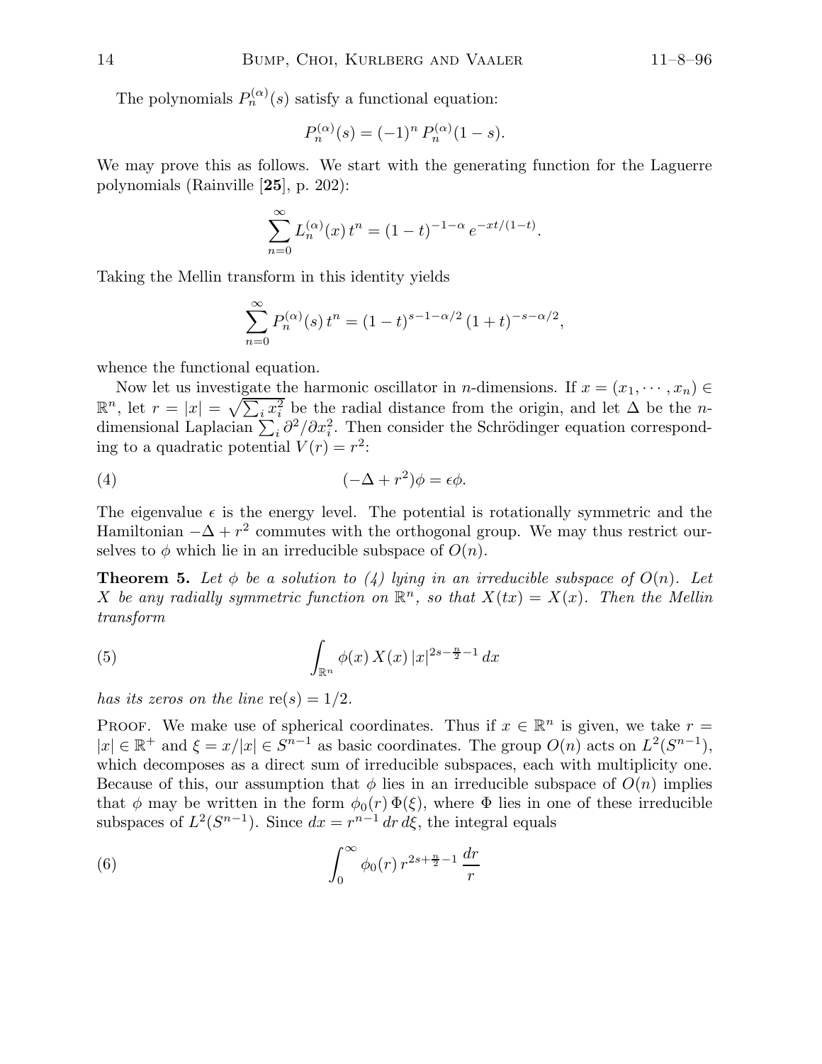The polynomials $P_n^{(\alpha)}(s)$ satisfy a functional equation:

$$P_n^{(\alpha)}(s) = (-1)^n \, P_n^{(\alpha)}(1-s).$$

We may prove this as follows. We start with the generating function for the Laguerre polynomials (Rainville [**25**], p. 202):

$$\sum_{n=0}^{\infty} L_n^{(\alpha)}(x) \, t^n = (1-t)^{-1-\alpha} \, e^{-xt/(1-t)}.$$

Taking the Mellin transform in this identity yields

$$\sum_{n=0}^{\infty} P_n^{(\alpha)}(s) \, t^n = (1-t)^{s-1-\alpha/2} \, (1+t)^{-s-\alpha/2},$$

whence the functional equation.

Now let us investigate the harmonic oscillator in $n$-dimensions. If $x = (x_1, \cdots, x_n) \in \mathbb{R}^n$, let $r = |x| = \sqrt{\sum_i x_i^2}$ be the radial distance from the origin, and let $\Delta$ be the $n$-dimensional Laplacian $\sum_i \partial^2/\partial x_i^2$. Then consider the Schrödinger equation corresponding to a quadratic potential $V(r) = r^2$:

$$(-\Delta + r^2)\phi = \epsilon \phi. \tag{4}$$

The eigenvalue $\epsilon$ is the energy level. The potential is rotationally symmetric and the Hamiltonian $-\Delta + r^2$ commutes with the orthogonal group. We may thus restrict ourselves to $\phi$ which lie in an irreducible subspace of $O(n)$.

**Theorem 5.** *Let $\phi$ be a solution to (4) lying in an irreducible subspace of $O(n)$. Let $X$ be any radially symmetric function on $\mathbb{R}^n$, so that $X(tx) = X(x)$. Then the Mellin transform*

$$\int_{\mathbb{R}^n} \phi(x) \, X(x) \, |x|^{2s-\frac{n}{2}-1} \, dx \tag{5}$$

*has its zeros on the line* $\mathrm{re}(s) = 1/2$.

Proof. We make use of spherical coordinates. Thus if $x \in \mathbb{R}^n$ is given, we take $r = |x| \in \mathbb{R}^+$ and $\xi = x/|x| \in S^{n-1}$ as basic coordinates. The group $O(n)$ acts on $L^2(S^{n-1})$, which decomposes as a direct sum of irreducible subspaces, each with multiplicity one. Because of this, our assumption that $\phi$ lies in an irreducible subspace of $O(n)$ implies that $\phi$ may be written in the form $\phi_0(r) \, \Phi(\xi)$, where $\Phi$ lies in one of these irreducible subspaces of $L^2(S^{n-1})$. Since $dx = r^{n-1} \, dr \, d\xi$, the integral equals

$$\int_0^{\infty} \phi_0(r) \, r^{2s+\frac{n}{2}-1} \, \frac{dr}{r} \tag{6}$$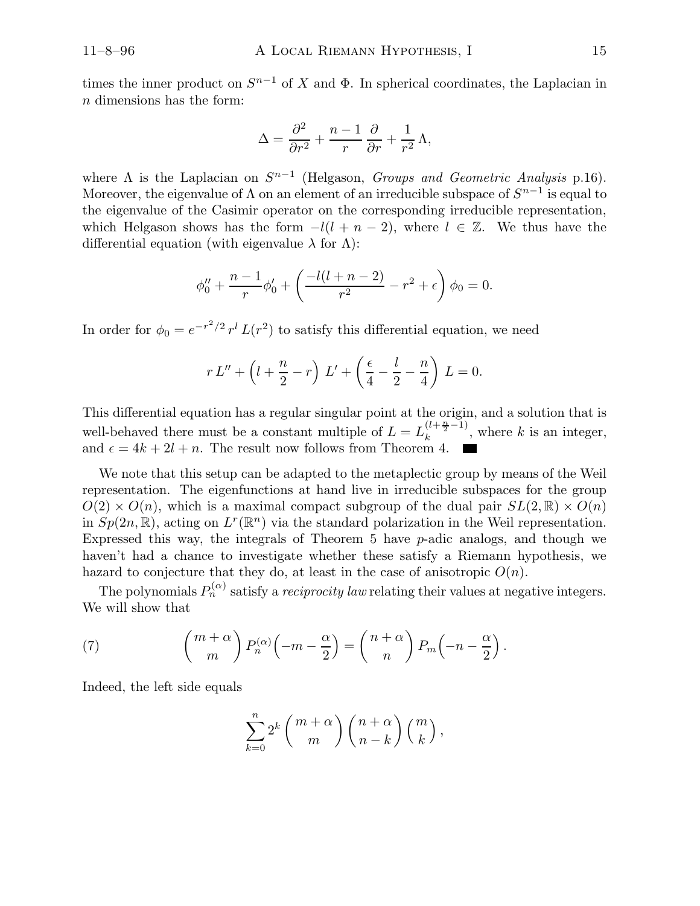times the inner product on $S^{n-1}$ of $X$ and $\Phi$. In spherical coordinates, the Laplacian in $n$ dimensions has the form:

$$\Delta = \frac{\partial^2}{\partial r^2} + \frac{n-1}{r}\frac{\partial}{\partial r} + \frac{1}{r^2}\Lambda,$$

where $\Lambda$ is the Laplacian on $S^{n-1}$ (Helgason, *Groups and Geometric Analysis* p.16). Moreover, the eigenvalue of $\Lambda$ on an element of an irreducible subspace of $S^{n-1}$ is equal to the eigenvalue of the Casimir operator on the corresponding irreducible representation, which Helgason shows has the form $-l(l+n-2)$, where $l \in \mathbb{Z}$. We thus have the differential equation (with eigenvalue $\lambda$ for $\Lambda$):

$$\phi_0'' + \frac{n-1}{r}\phi_0' + \left(\frac{-l(l+n-2)}{r^2} - r^2 + \epsilon\right)\phi_0 = 0.$$

In order for $\phi_0 = e^{-r^2/2}\, r^l\, L(r^2)$ to satisfy this differential equation, we need

$$r\,L'' + \left(l + \frac{n}{2} - r\right)\, L' + \left(\frac{\epsilon}{4} - \frac{l}{2} - \frac{n}{4}\right)\, L = 0.$$

This differential equation has a regular singular point at the origin, and a solution that is well-behaved there must be a constant multiple of $L = L_k^{(l+\frac{n}{2}-1)}$, where $k$ is an integer, and $\epsilon = 4k + 2l + n$. The result now follows from Theorem 4. ∎

We note that this setup can be adapted to the metaplectic group by means of the Weil representation. The eigenfunctions at hand live in irreducible subspaces for the group $O(2)\times O(n)$, which is a maximal compact subgroup of the dual pair $SL(2,\mathbb{R})\times O(n)$ in $Sp(2n,\mathbb{R})$, acting on $L^r(\mathbb{R}^n)$ via the standard polarization in the Weil representation. Expressed this way, the integrals of Theorem 5 have $p$-adic analogs, and though we haven't had a chance to investigate whether these satisfy a Riemann hypothesis, we hazard to conjecture that they do, at least in the case of anisotropic $O(n)$.

The polynomials $P_n^{(\alpha)}$ satisfy a *reciprocity law* relating their values at negative integers. We will show that

$$\binom{m+\alpha}{m} P_n^{(\alpha)}\Big(-m - \frac{\alpha}{2}\Big) = \binom{n+\alpha}{n} P_m\Big(-n - \frac{\alpha}{2}\Big). \tag{7}$$

Indeed, the left side equals

$$\sum_{k=0}^{n} 2^k \binom{m+\alpha}{m}\binom{n+\alpha}{n-k}\binom{m}{k},$$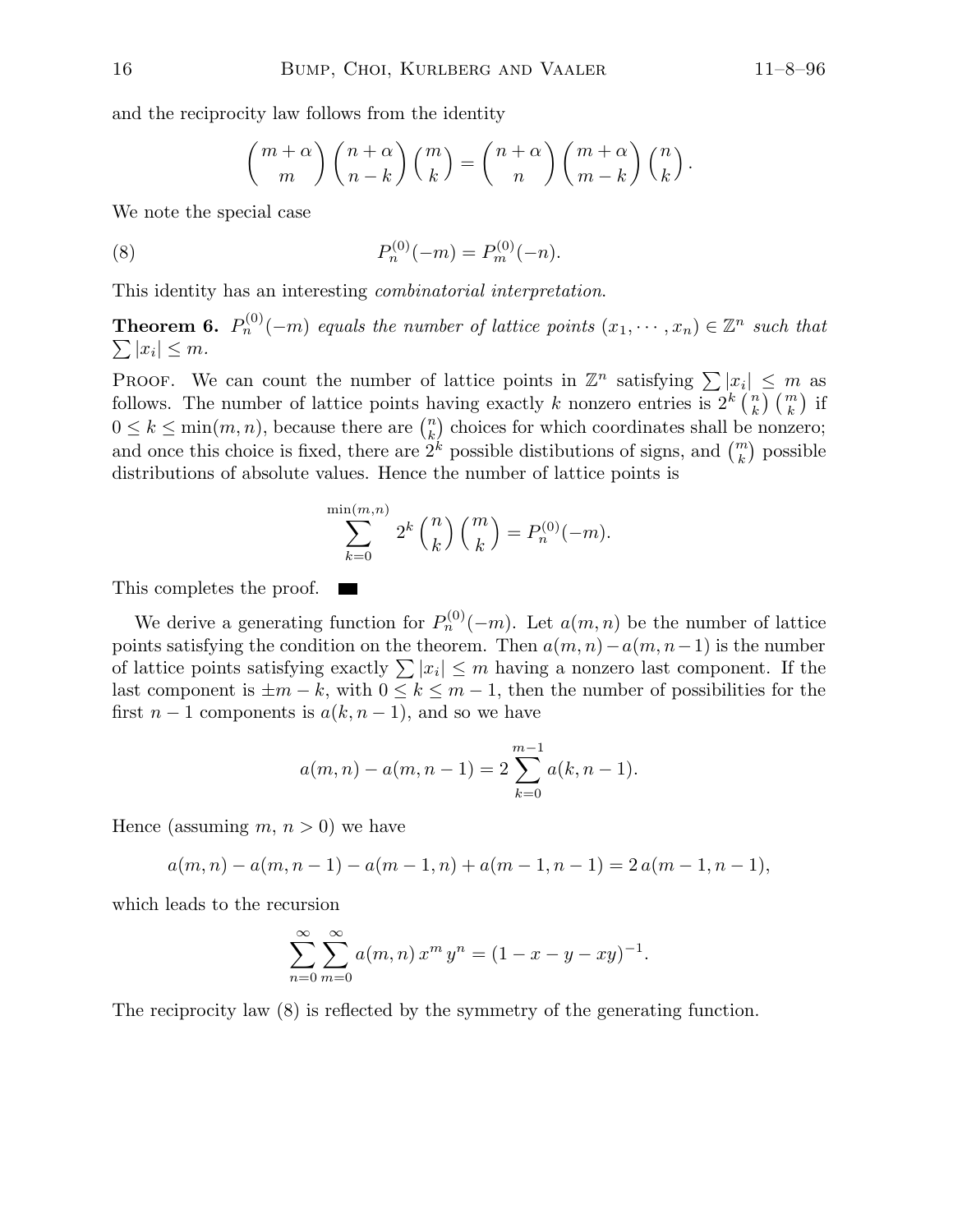and the reciprocity law follows from the identity

$$\binom{m+\alpha}{m}\binom{n+\alpha}{n-k}\binom{m}{k} = \binom{n+\alpha}{n}\binom{m+\alpha}{m-k}\binom{n}{k}.$$

We note the special case

$$P_n^{(0)}(-m) = P_m^{(0)}(-n). \tag{8}$$

This identity has an interesting *combinatorial interpretation*.

**Theorem 6.** *$P_n^{(0)}(-m)$ equals the number of lattice points $(x_1, \cdots, x_n) \in \mathbb{Z}^n$ such that $\sum |x_i| \leq m$.*

Proof. We can count the number of lattice points in $\mathbb{Z}^n$ satisfying $\sum |x_i| \leq m$ as follows. The number of lattice points having exactly $k$ nonzero entries is $2^k \binom{n}{k}\binom{m}{k}$ if $0 \leq k \leq \min(m,n)$, because there are $\binom{n}{k}$ choices for which coordinates shall be nonzero; and once this choice is fixed, there are $2^k$ possible distibutions of signs, and $\binom{m}{k}$ possible distributions of absolute values. Hence the number of lattice points is

$$\sum_{k=0}^{\min(m,n)} 2^k \binom{n}{k}\binom{m}{k} = P_n^{(0)}(-m).$$

This completes the proof. ∎

We derive a generating function for $P_n^{(0)}(-m)$. Let $a(m,n)$ be the number of lattice points satisfying the condition on the theorem. Then $a(m,n) - a(m,n-1)$ is the number of lattice points satisfying exactly $\sum |x_i| \leq m$ having a nonzero last component. If the last component is $\pm m - k$, with $0 \leq k \leq m-1$, then the number of possibilities for the first $n-1$ components is $a(k, n-1)$, and so we have

$$a(m,n) - a(m,n-1) = 2\sum_{k=0}^{m-1} a(k, n-1).$$

Hence (assuming $m$, $n > 0$) we have

$$a(m,n) - a(m,n-1) - a(m-1,n) + a(m-1,n-1) = 2\, a(m-1,n-1),$$

which leads to the recursion

$$\sum_{n=0}^{\infty}\sum_{m=0}^{\infty} a(m,n)\, x^m\, y^n = (1 - x - y - xy)^{-1}.$$

The reciprocity law (8) is reflected by the symmetry of the generating function.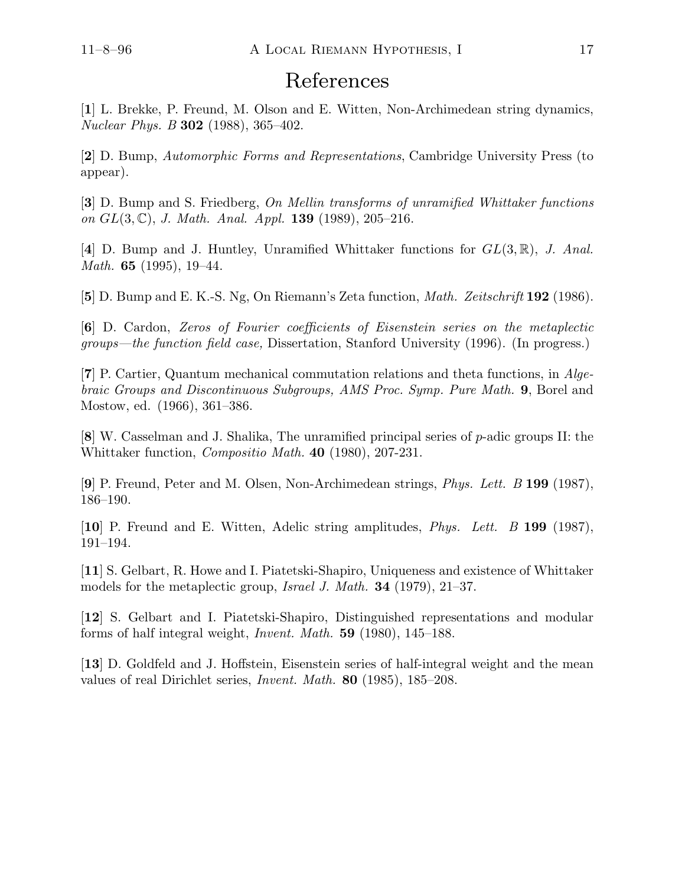# References

[**1**] L. Brekke, P. Freund, M. Olson and E. Witten, Non-Archimedean string dynamics, *Nuclear Phys. B* **302** (1988), 365–402.

[**2**] D. Bump, *Automorphic Forms and Representations*, Cambridge University Press (to appear).

[**3**] D. Bump and S. Friedberg, *On Mellin transforms of unramified Whittaker functions on $GL(3, \mathbb{C})$*, *J. Math. Anal. Appl.* **139** (1989), 205–216.

[**4**] D. Bump and J. Huntley, Unramified Whittaker functions for $GL(3, \mathbb{R})$, *J. Anal. Math.* **65** (1995), 19–44.

[**5**] D. Bump and E. K.-S. Ng, On Riemann's Zeta function, *Math. Zeitschrift* **192** (1986).

[**6**] D. Cardon, *Zeros of Fourier coefficients of Eisenstein series on the metaplectic groups—the function field case,* Dissertation, Stanford University (1996). (In progress.)

[**7**] P. Cartier, Quantum mechanical commutation relations and theta functions, in *Algebraic Groups and Discontinuous Subgroups, AMS Proc. Symp. Pure Math.* **9**, Borel and Mostow, ed. (1966), 361–386.

[**8**] W. Casselman and J. Shalika, The unramified principal series of $p$-adic groups II: the Whittaker function, *Compositio Math.* **40** (1980), 207-231.

[**9**] P. Freund, Peter and M. Olsen, Non-Archimedean strings, *Phys. Lett. B* **199** (1987), 186–190.

[**10**] P. Freund and E. Witten, Adelic string amplitudes, *Phys. Lett. B* **199** (1987), 191–194.

[**11**] S. Gelbart, R. Howe and I. Piatetski-Shapiro, Uniqueness and existence of Whittaker models for the metaplectic group, *Israel J. Math.* **34** (1979), 21–37.

[**12**] S. Gelbart and I. Piatetski-Shapiro, Distinguished representations and modular forms of half integral weight, *Invent. Math.* **59** (1980), 145–188.

[**13**] D. Goldfeld and J. Hoffstein, Eisenstein series of half-integral weight and the mean values of real Dirichlet series, *Invent. Math.* **80** (1985), 185–208.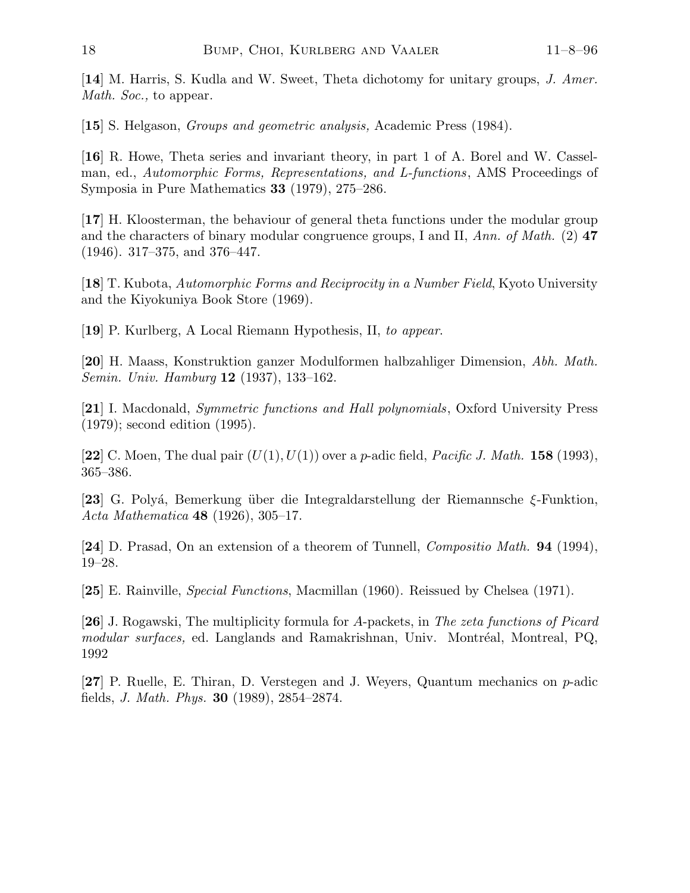[**14**] M. Harris, S. Kudla and W. Sweet, Theta dichotomy for unitary groups, *J. Amer. Math. Soc.,* to appear.

[**15**] S. Helgason, *Groups and geometric analysis,* Academic Press (1984).

[**16**] R. Howe, Theta series and invariant theory, in part 1 of A. Borel and W. Casselman, ed., *Automorphic Forms, Representations, and L-functions*, AMS Proceedings of Symposia in Pure Mathematics **33** (1979), 275–286.

[**17**] H. Kloosterman, the behaviour of general theta functions under the modular group and the characters of binary modular congruence groups, I and II, *Ann. of Math.* (2) **47** (1946). 317–375, and 376–447.

[**18**] T. Kubota, *Automorphic Forms and Reciprocity in a Number Field*, Kyoto University and the Kiyokuniya Book Store (1969).

[**19**] P. Kurlberg, A Local Riemann Hypothesis, II, *to appear*.

[**20**] H. Maass, Konstruktion ganzer Modulformen halbzahliger Dimension, *Abh. Math. Semin. Univ. Hamburg* **12** (1937), 133–162.

[**21**] I. Macdonald, *Symmetric functions and Hall polynomials*, Oxford University Press (1979); second edition (1995).

[**22**] C. Moen, The dual pair $(U(1), U(1))$ over a $p$-adic field, *Pacific J. Math.* **158** (1993), 365–386.

[**23**] G. Polyá, Bemerkung über die Integraldarstellung der Riemannsche $\xi$-Funktion, *Acta Mathematica* **48** (1926), 305–17.

[**24**] D. Prasad, On an extension of a theorem of Tunnell, *Compositio Math.* **94** (1994), 19–28.

[**25**] E. Rainville, *Special Functions*, Macmillan (1960). Reissued by Chelsea (1971).

[**26**] J. Rogawski, The multiplicity formula for $A$-packets, in *The zeta functions of Picard modular surfaces,* ed. Langlands and Ramakrishnan, Univ. Montréal, Montreal, PQ, 1992

[**27**] P. Ruelle, E. Thiran, D. Verstegen and J. Weyers, Quantum mechanics on $p$-adic fields, *J. Math. Phys.* **30** (1989), 2854–2874.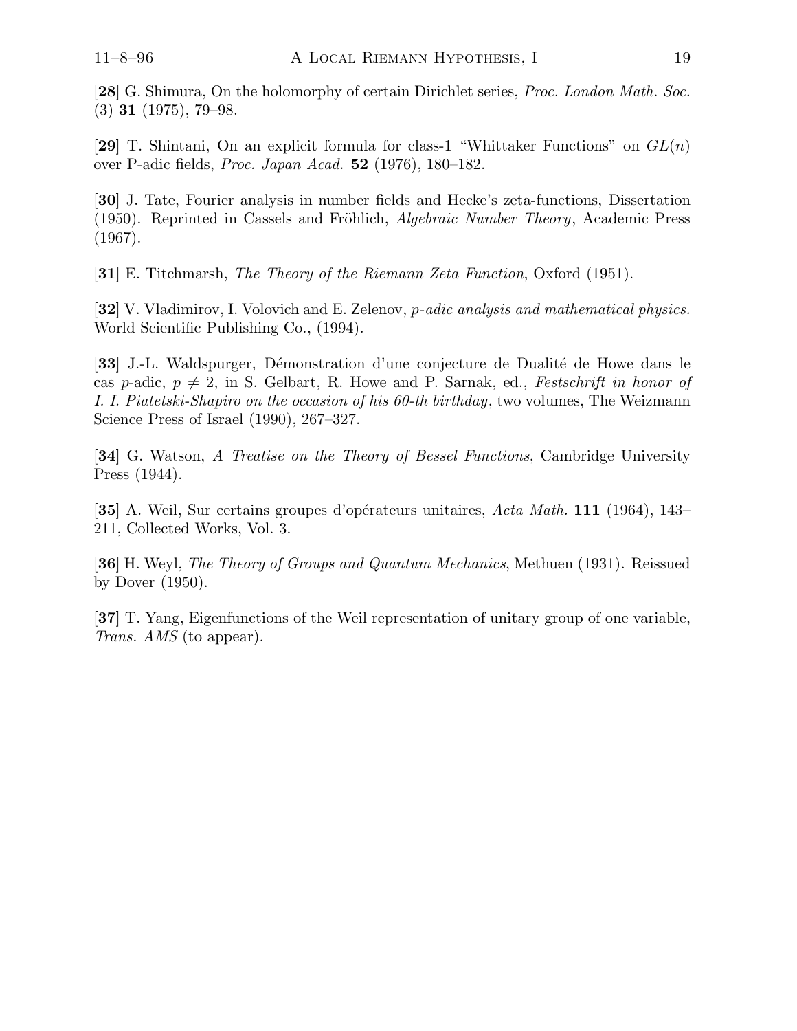[**28**] G. Shimura, On the holomorphy of certain Dirichlet series, *Proc. London Math. Soc.* (3) **31** (1975), 79–98.

[**29**] T. Shintani, On an explicit formula for class-1 “Whittaker Functions” on $GL(n)$ over P-adic fields, *Proc. Japan Acad.* **52** (1976), 180–182.

[**30**] J. Tate, Fourier analysis in number fields and Hecke's zeta-functions, Dissertation (1950). Reprinted in Cassels and Fröhlich, *Algebraic Number Theory*, Academic Press (1967).

[**31**] E. Titchmarsh, *The Theory of the Riemann Zeta Function*, Oxford (1951).

[**32**] V. Vladimirov, I. Volovich and E. Zelenov, *p-adic analysis and mathematical physics.* World Scientific Publishing Co., (1994).

[**33**] J.-L. Waldspurger, Démonstration d'une conjecture de Dualité de Howe dans le cas $p$-adic, $p \neq 2$, in S. Gelbart, R. Howe and P. Sarnak, ed., *Festschrift in honor of I. I. Piatetski-Shapiro on the occasion of his 60-th birthday*, two volumes, The Weizmann Science Press of Israel (1990), 267–327.

[**34**] G. Watson, *A Treatise on the Theory of Bessel Functions*, Cambridge University Press (1944).

[**35**] A. Weil, Sur certains groupes d'opérateurs unitaires, *Acta Math.* **111** (1964), 143–211, Collected Works, Vol. 3.

[**36**] H. Weyl, *The Theory of Groups and Quantum Mechanics*, Methuen (1931). Reissued by Dover (1950).

[**37**] T. Yang, Eigenfunctions of the Weil representation of unitary group of one variable, *Trans. AMS* (to appear).